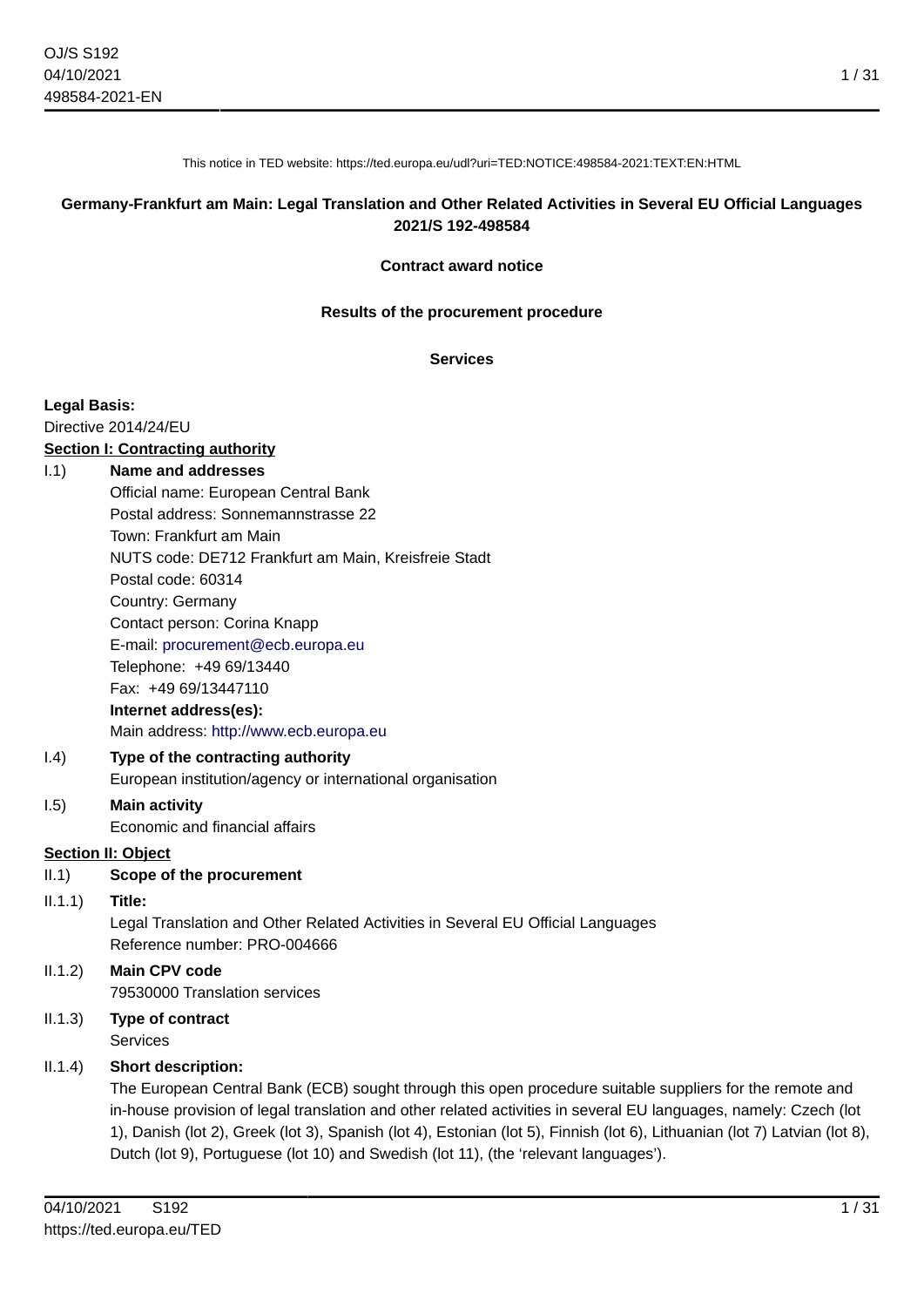This notice in TED website: https://ted.europa.eu/udl?uri=TED:NOTICE:498584-2021:TEXT:EN:HTML

**Germany-Frankfurt am Main: Legal Translation and Other Related Activities in Several EU Official Languages**
**2021/S 192-498584**

**Contract award notice**

**Results of the procurement procedure**

**Services**

**Legal Basis:**
Directive 2014/24/EU

**Section I: Contracting authority**

I.1) **Name and addresses**
Official name: European Central Bank
Postal address: Sonnemannstrasse 22
Town: Frankfurt am Main
NUTS code: DE712 Frankfurt am Main, Kreisfreie Stadt
Postal code: 60314
Country: Germany
Contact person: Corina Knapp
E-mail: procurement@ecb.europa.eu
Telephone: +49 69/13440
Fax: +49 69/13447110
**Internet address(es):**
Main address: http://www.ecb.europa.eu

I.4) **Type of the contracting authority**
European institution/agency or international organisation

I.5) **Main activity**
Economic and financial affairs

**Section II: Object**

II.1) **Scope of the procurement**

II.1.1) **Title:**
Legal Translation and Other Related Activities in Several EU Official Languages
Reference number: PRO-004666

II.1.2) **Main CPV code**
79530000 Translation services

II.1.3) **Type of contract**
Services

II.1.4) **Short description:**
The European Central Bank (ECB) sought through this open procedure suitable suppliers for the remote and in-house provision of legal translation and other related activities in several EU languages, namely: Czech (lot 1), Danish (lot 2), Greek (lot 3), Spanish (lot 4), Estonian (lot 5), Finnish (lot 6), Lithuanian (lot 7) Latvian (lot 8), Dutch (lot 9), Portuguese (lot 10) and Swedish (lot 11), (the 'relevant languages').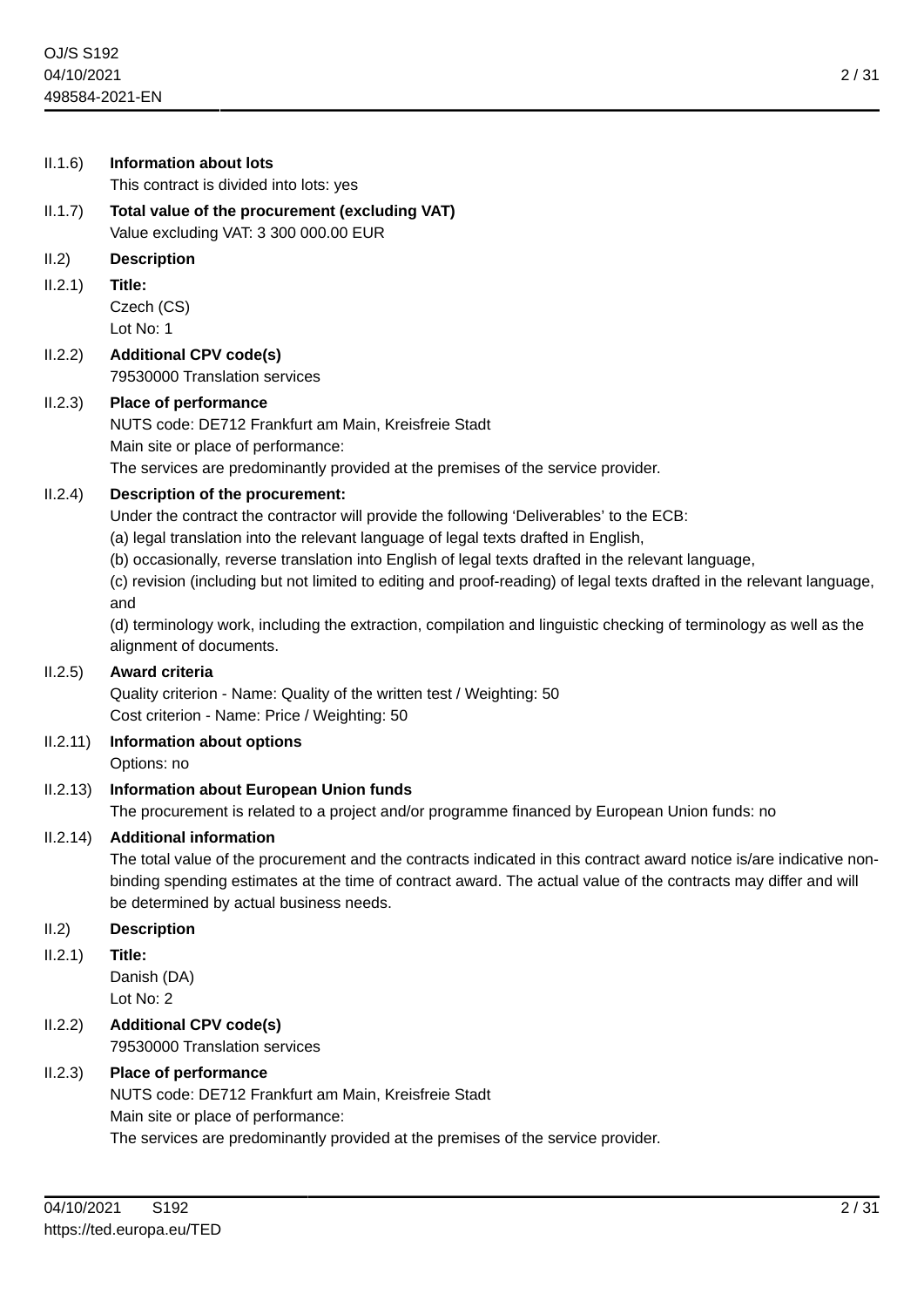II.1.6) **Information about lots**

This contract is divided into lots: yes

II.1.7) **Total value of the procurement (excluding VAT)**

Value excluding VAT: 3 300 000.00 EUR

II.2) **Description**

II.2.1) **Title:**

Czech (CS)

Lot No: 1

II.2.2) **Additional CPV code(s)**

79530000 Translation services

II.2.3) **Place of performance**

NUTS code: DE712 Frankfurt am Main, Kreisfreie Stadt

Main site or place of performance:

The services are predominantly provided at the premises of the service provider.

II.2.4) **Description of the procurement:**

Under the contract the contractor will provide the following 'Deliverables' to the ECB:

(a) legal translation into the relevant language of legal texts drafted in English,

(b) occasionally, reverse translation into English of legal texts drafted in the relevant language,

(c) revision (including but not limited to editing and proof-reading) of legal texts drafted in the relevant language, and

(d) terminology work, including the extraction, compilation and linguistic checking of terminology as well as the alignment of documents.

II.2.5) **Award criteria**

Quality criterion - Name: Quality of the written test / Weighting: 50

Cost criterion - Name: Price / Weighting: 50

II.2.11) **Information about options**

Options: no

II.2.13) **Information about European Union funds**

The procurement is related to a project and/or programme financed by European Union funds: no

II.2.14) **Additional information**

The total value of the procurement and the contracts indicated in this contract award notice is/are indicative non-binding spending estimates at the time of contract award. The actual value of the contracts may differ and will be determined by actual business needs.

II.2) **Description**

II.2.1) **Title:**

Danish (DA)

Lot No: 2

II.2.2) **Additional CPV code(s)**

79530000 Translation services

II.2.3) **Place of performance**

NUTS code: DE712 Frankfurt am Main, Kreisfreie Stadt

Main site or place of performance:

The services are predominantly provided at the premises of the service provider.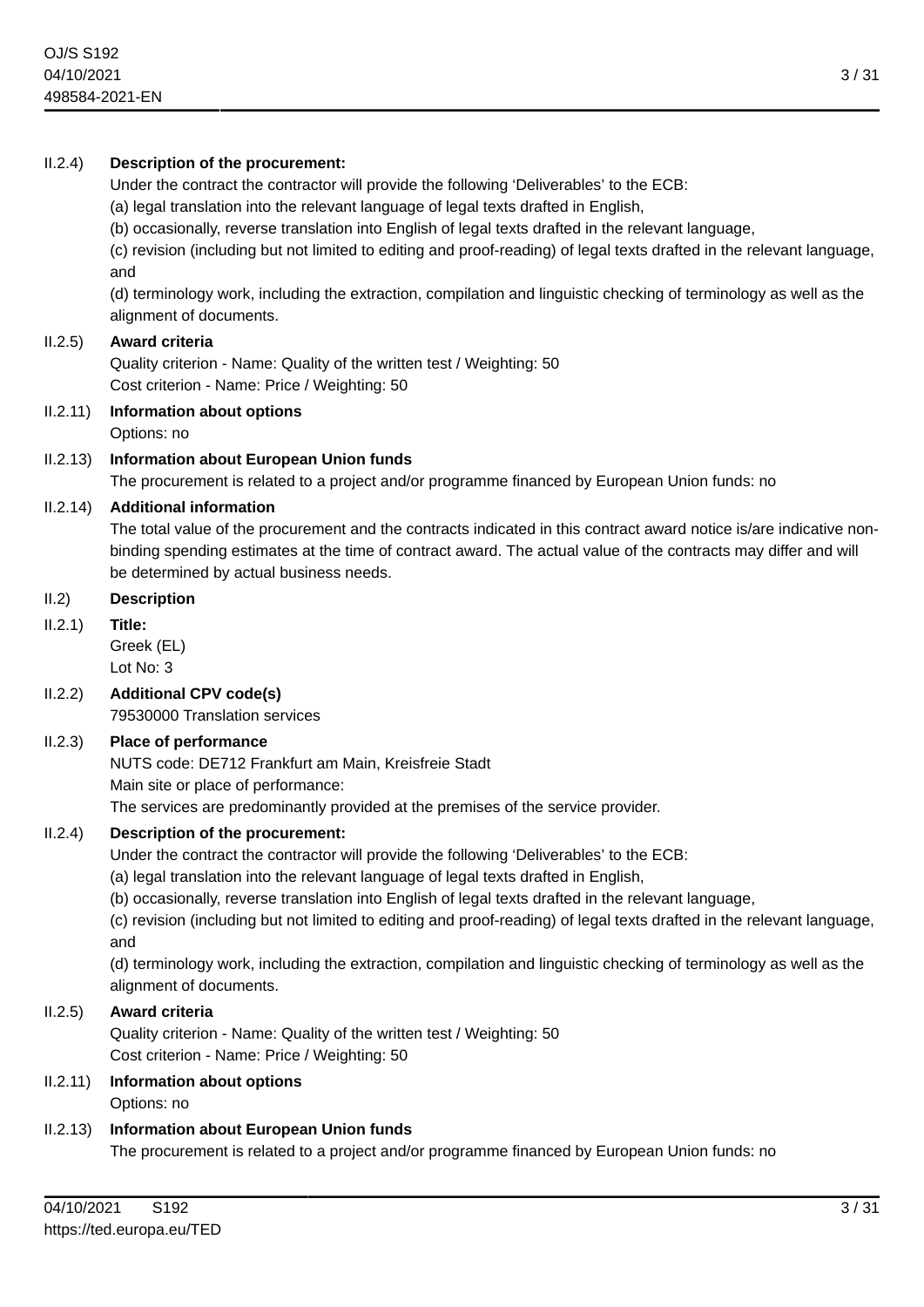II.2.4) **Description of the procurement:**

Under the contract the contractor will provide the following 'Deliverables' to the ECB:

(a) legal translation into the relevant language of legal texts drafted in English,

(b) occasionally, reverse translation into English of legal texts drafted in the relevant language,

(c) revision (including but not limited to editing and proof-reading) of legal texts drafted in the relevant language, and

(d) terminology work, including the extraction, compilation and linguistic checking of terminology as well as the alignment of documents.

II.2.5) **Award criteria**

Quality criterion - Name: Quality of the written test / Weighting: 50

Cost criterion - Name: Price / Weighting: 50

II.2.11) **Information about options**

Options: no

II.2.13) **Information about European Union funds**

The procurement is related to a project and/or programme financed by European Union funds: no

II.2.14) **Additional information**

The total value of the procurement and the contracts indicated in this contract award notice is/are indicative non-binding spending estimates at the time of contract award. The actual value of the contracts may differ and will be determined by actual business needs.

II.2) **Description**

II.2.1) **Title:**

Greek (EL)

Lot No: 3

II.2.2) **Additional CPV code(s)**

79530000 Translation services

II.2.3) **Place of performance**

NUTS code: DE712 Frankfurt am Main, Kreisfreie Stadt

Main site or place of performance:

The services are predominantly provided at the premises of the service provider.

II.2.4) **Description of the procurement:**

Under the contract the contractor will provide the following 'Deliverables' to the ECB:

(a) legal translation into the relevant language of legal texts drafted in English,

(b) occasionally, reverse translation into English of legal texts drafted in the relevant language,

(c) revision (including but not limited to editing and proof-reading) of legal texts drafted in the relevant language, and

(d) terminology work, including the extraction, compilation and linguistic checking of terminology as well as the alignment of documents.

II.2.5) **Award criteria**

Quality criterion - Name: Quality of the written test / Weighting: 50

Cost criterion - Name: Price / Weighting: 50

II.2.11) **Information about options**

Options: no

II.2.13) **Information about European Union funds**

The procurement is related to a project and/or programme financed by European Union funds: no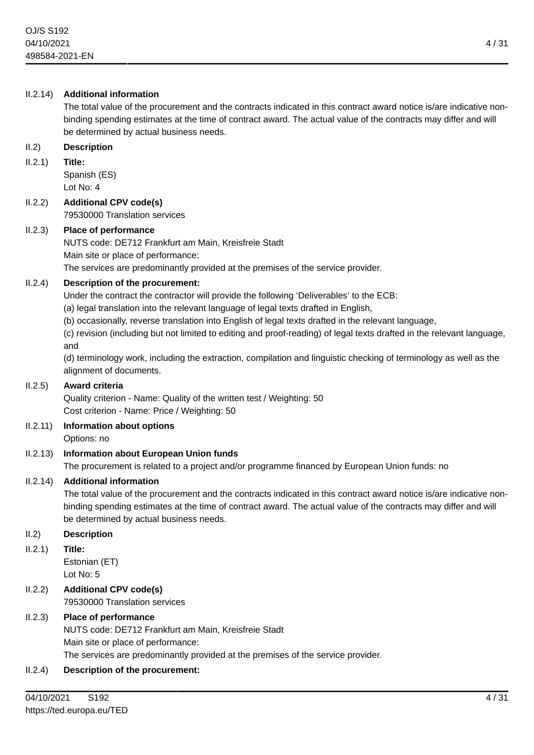II.2.14) **Additional information**

The total value of the procurement and the contracts indicated in this contract award notice is/are indicative non-binding spending estimates at the time of contract award. The actual value of the contracts may differ and will be determined by actual business needs.

II.2) **Description**

II.2.1) **Title:**

Spanish (ES)

Lot No: 4

II.2.2) **Additional CPV code(s)**

79530000 Translation services

II.2.3) **Place of performance**

NUTS code: DE712 Frankfurt am Main, Kreisfreie Stadt

Main site or place of performance:

The services are predominantly provided at the premises of the service provider.

II.2.4) **Description of the procurement:**

Under the contract the contractor will provide the following ‘Deliverables’ to the ECB:

(a) legal translation into the relevant language of legal texts drafted in English,

(b) occasionally, reverse translation into English of legal texts drafted in the relevant language,

(c) revision (including but not limited to editing and proof-reading) of legal texts drafted in the relevant language, and

(d) terminology work, including the extraction, compilation and linguistic checking of terminology as well as the alignment of documents.

II.2.5) **Award criteria**

Quality criterion - Name: Quality of the written test / Weighting: 50

Cost criterion - Name: Price / Weighting: 50

II.2.11) **Information about options**

Options: no

II.2.13) **Information about European Union funds**

The procurement is related to a project and/or programme financed by European Union funds: no

II.2.14) **Additional information**

The total value of the procurement and the contracts indicated in this contract award notice is/are indicative non-binding spending estimates at the time of contract award. The actual value of the contracts may differ and will be determined by actual business needs.

II.2) **Description**

II.2.1) **Title:**

Estonian (ET)

Lot No: 5

II.2.2) **Additional CPV code(s)**

79530000 Translation services

II.2.3) **Place of performance**

NUTS code: DE712 Frankfurt am Main, Kreisfreie Stadt

Main site or place of performance:

The services are predominantly provided at the premises of the service provider.

II.2.4) **Description of the procurement:**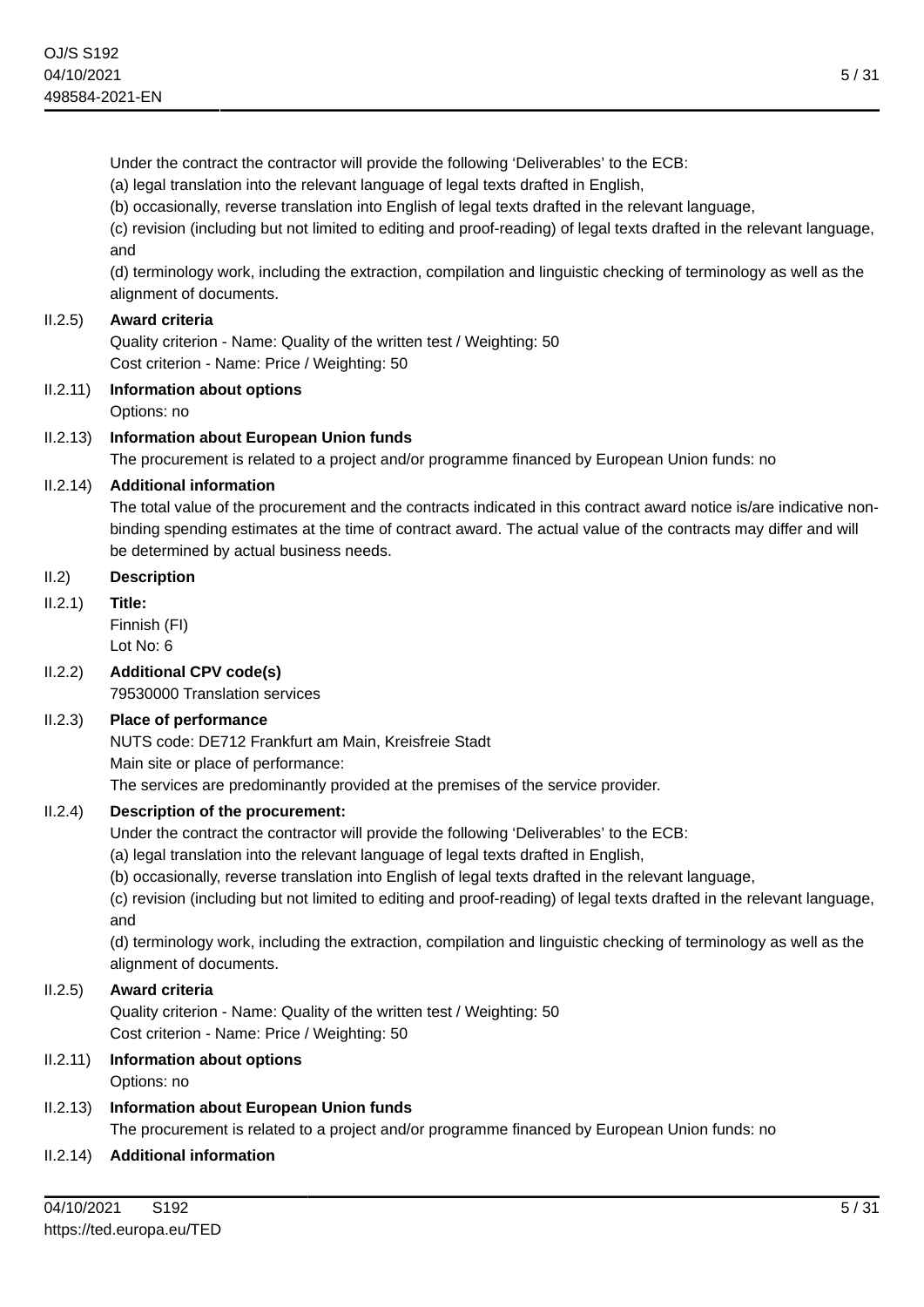Under the contract the contractor will provide the following 'Deliverables' to the ECB:
(a) legal translation into the relevant language of legal texts drafted in English,
(b) occasionally, reverse translation into English of legal texts drafted in the relevant language,
(c) revision (including but not limited to editing and proof-reading) of legal texts drafted in the relevant language, and
(d) terminology work, including the extraction, compilation and linguistic checking of terminology as well as the alignment of documents.

II.2.5) **Award criteria**
Quality criterion - Name: Quality of the written test / Weighting: 50
Cost criterion - Name: Price / Weighting: 50

II.2.11) **Information about options**
Options: no

II.2.13) **Information about European Union funds**
The procurement is related to a project and/or programme financed by European Union funds: no

II.2.14) **Additional information**
The total value of the procurement and the contracts indicated in this contract award notice is/are indicative non-binding spending estimates at the time of contract award. The actual value of the contracts may differ and will be determined by actual business needs.

II.2) **Description**

II.2.1) **Title:**
Finnish (FI)
Lot No: 6

II.2.2) **Additional CPV code(s)**
79530000 Translation services

II.2.3) **Place of performance**
NUTS code: DE712 Frankfurt am Main, Kreisfreie Stadt
Main site or place of performance:
The services are predominantly provided at the premises of the service provider.

II.2.4) **Description of the procurement:**
Under the contract the contractor will provide the following 'Deliverables' to the ECB:
(a) legal translation into the relevant language of legal texts drafted in English,
(b) occasionally, reverse translation into English of legal texts drafted in the relevant language,
(c) revision (including but not limited to editing and proof-reading) of legal texts drafted in the relevant language, and
(d) terminology work, including the extraction, compilation and linguistic checking of terminology as well as the alignment of documents.

II.2.5) **Award criteria**
Quality criterion - Name: Quality of the written test / Weighting: 50
Cost criterion - Name: Price / Weighting: 50

II.2.11) **Information about options**
Options: no

II.2.13) **Information about European Union funds**
The procurement is related to a project and/or programme financed by European Union funds: no

II.2.14) **Additional information**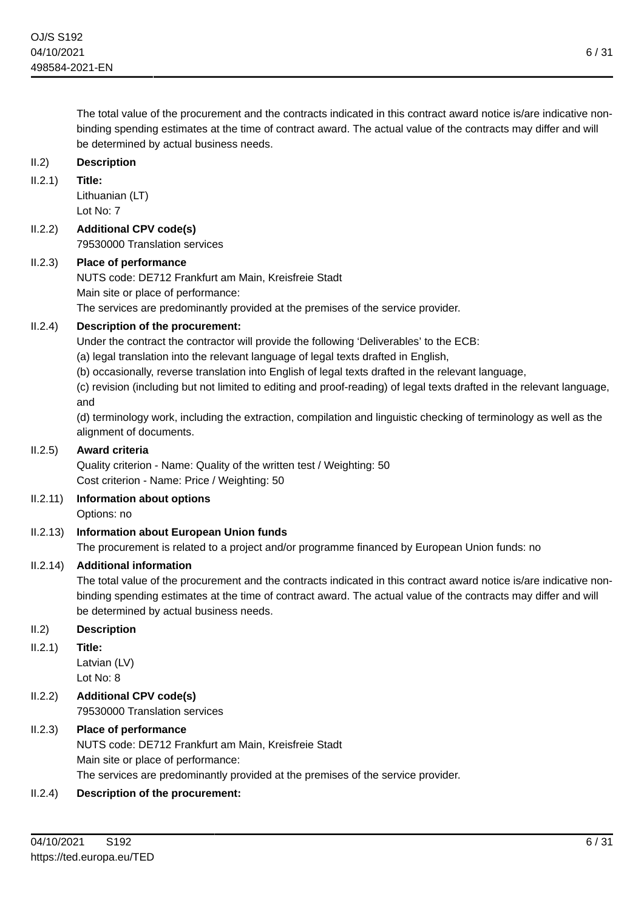The total value of the procurement and the contracts indicated in this contract award notice is/are indicative non-binding spending estimates at the time of contract award. The actual value of the contracts may differ and will be determined by actual business needs.

II.2) **Description**

II.2.1) **Title:**
Lithuanian (LT)
Lot No: 7

II.2.2) **Additional CPV code(s)**
79530000 Translation services

II.2.3) **Place of performance**
NUTS code: DE712 Frankfurt am Main, Kreisfreie Stadt
Main site or place of performance:
The services are predominantly provided at the premises of the service provider.

II.2.4) **Description of the procurement:**
Under the contract the contractor will provide the following 'Deliverables' to the ECB:
(a) legal translation into the relevant language of legal texts drafted in English,
(b) occasionally, reverse translation into English of legal texts drafted in the relevant language,
(c) revision (including but not limited to editing and proof-reading) of legal texts drafted in the relevant language, and
(d) terminology work, including the extraction, compilation and linguistic checking of terminology as well as the alignment of documents.

II.2.5) **Award criteria**
Quality criterion - Name: Quality of the written test / Weighting: 50
Cost criterion - Name: Price / Weighting: 50

II.2.11) **Information about options**
Options: no

II.2.13) **Information about European Union funds**
The procurement is related to a project and/or programme financed by European Union funds: no

II.2.14) **Additional information**
The total value of the procurement and the contracts indicated in this contract award notice is/are indicative non-binding spending estimates at the time of contract award. The actual value of the contracts may differ and will be determined by actual business needs.

II.2) **Description**

II.2.1) **Title:**
Latvian (LV)
Lot No: 8

II.2.2) **Additional CPV code(s)**
79530000 Translation services

II.2.3) **Place of performance**
NUTS code: DE712 Frankfurt am Main, Kreisfreie Stadt
Main site or place of performance:
The services are predominantly provided at the premises of the service provider.

II.2.4) **Description of the procurement:**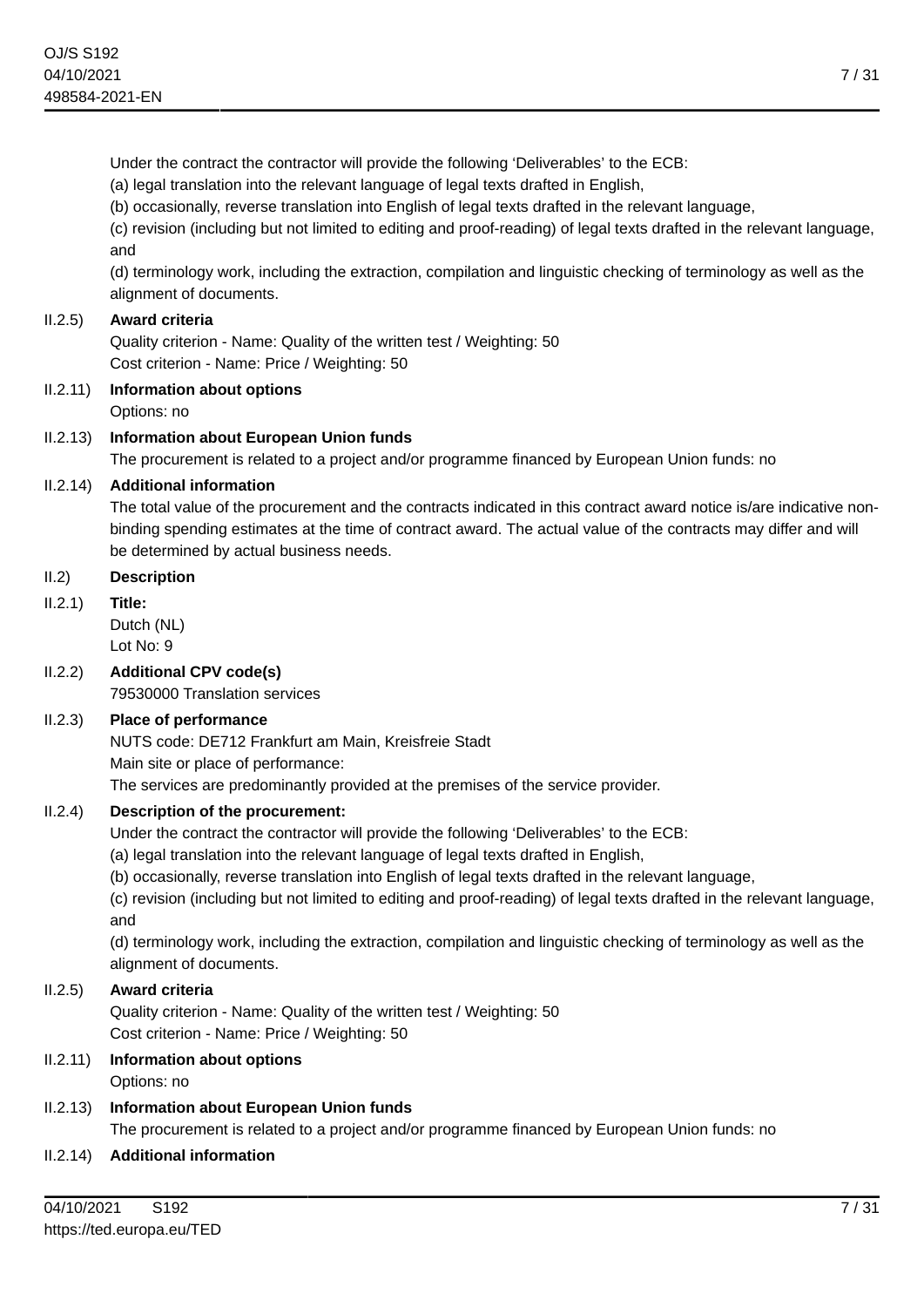Under the contract the contractor will provide the following ‘Deliverables’ to the ECB:

(a) legal translation into the relevant language of legal texts drafted in English,

(b) occasionally, reverse translation into English of legal texts drafted in the relevant language,

(c) revision (including but not limited to editing and proof-reading) of legal texts drafted in the relevant language, and

(d) terminology work, including the extraction, compilation and linguistic checking of terminology as well as the alignment of documents.

II.2.5) **Award criteria**

Quality criterion - Name: Quality of the written test / Weighting: 50

Cost criterion - Name: Price / Weighting: 50

II.2.11) **Information about options**

Options: no

II.2.13) **Information about European Union funds**

The procurement is related to a project and/or programme financed by European Union funds: no

II.2.14) **Additional information**

The total value of the procurement and the contracts indicated in this contract award notice is/are indicative non-binding spending estimates at the time of contract award. The actual value of the contracts may differ and will be determined by actual business needs.

II.2) **Description**

II.2.1) **Title:**

Dutch (NL)

Lot No: 9

II.2.2) **Additional CPV code(s)**

79530000 Translation services

II.2.3) **Place of performance**

NUTS code: DE712 Frankfurt am Main, Kreisfreie Stadt

Main site or place of performance:

The services are predominantly provided at the premises of the service provider.

II.2.4) **Description of the procurement:**

Under the contract the contractor will provide the following ‘Deliverables’ to the ECB:

(a) legal translation into the relevant language of legal texts drafted in English,

(b) occasionally, reverse translation into English of legal texts drafted in the relevant language,

(c) revision (including but not limited to editing and proof-reading) of legal texts drafted in the relevant language, and

(d) terminology work, including the extraction, compilation and linguistic checking of terminology as well as the alignment of documents.

II.2.5) **Award criteria**

Quality criterion - Name: Quality of the written test / Weighting: 50

Cost criterion - Name: Price / Weighting: 50

II.2.11) **Information about options**

Options: no

II.2.13) **Information about European Union funds**

The procurement is related to a project and/or programme financed by European Union funds: no

II.2.14) **Additional information**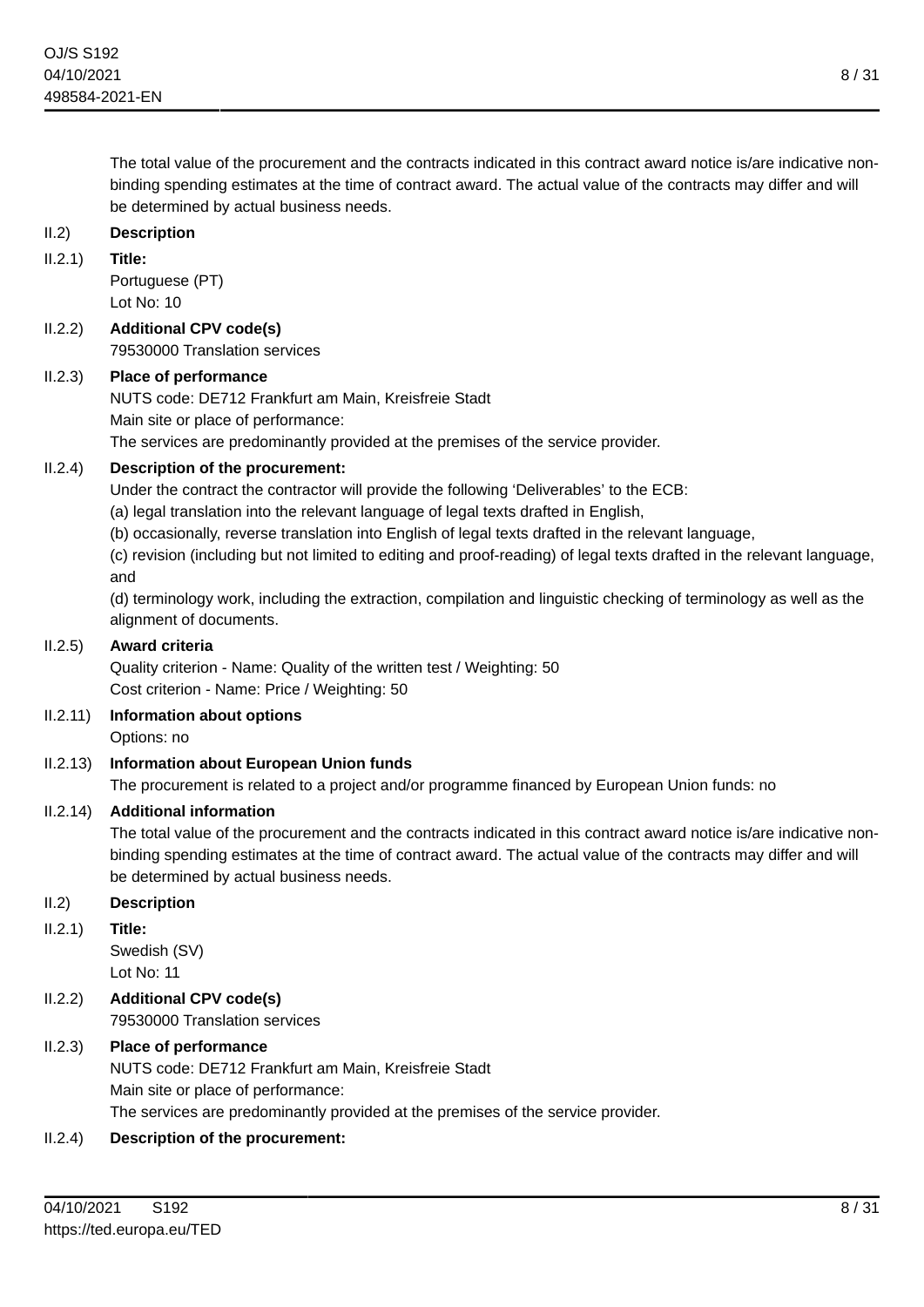The total value of the procurement and the contracts indicated in this contract award notice is/are indicative non-binding spending estimates at the time of contract award. The actual value of the contracts may differ and will be determined by actual business needs.

II.2) **Description**

II.2.1) **Title:**
Portuguese (PT)
Lot No: 10

II.2.2) **Additional CPV code(s)**
79530000 Translation services

II.2.3) **Place of performance**
NUTS code: DE712 Frankfurt am Main, Kreisfreie Stadt
Main site or place of performance:
The services are predominantly provided at the premises of the service provider.

II.2.4) **Description of the procurement:**
Under the contract the contractor will provide the following 'Deliverables' to the ECB:
(a) legal translation into the relevant language of legal texts drafted in English,
(b) occasionally, reverse translation into English of legal texts drafted in the relevant language,
(c) revision (including but not limited to editing and proof-reading) of legal texts drafted in the relevant language, and
(d) terminology work, including the extraction, compilation and linguistic checking of terminology as well as the alignment of documents.

II.2.5) **Award criteria**
Quality criterion - Name: Quality of the written test / Weighting: 50
Cost criterion - Name: Price / Weighting: 50

II.2.11) **Information about options**
Options: no

II.2.13) **Information about European Union funds**
The procurement is related to a project and/or programme financed by European Union funds: no

II.2.14) **Additional information**
The total value of the procurement and the contracts indicated in this contract award notice is/are indicative non-binding spending estimates at the time of contract award. The actual value of the contracts may differ and will be determined by actual business needs.

II.2) **Description**

II.2.1) **Title:**
Swedish (SV)
Lot No: 11

II.2.2) **Additional CPV code(s)**
79530000 Translation services

II.2.3) **Place of performance**
NUTS code: DE712 Frankfurt am Main, Kreisfreie Stadt
Main site or place of performance:
The services are predominantly provided at the premises of the service provider.

II.2.4) **Description of the procurement:**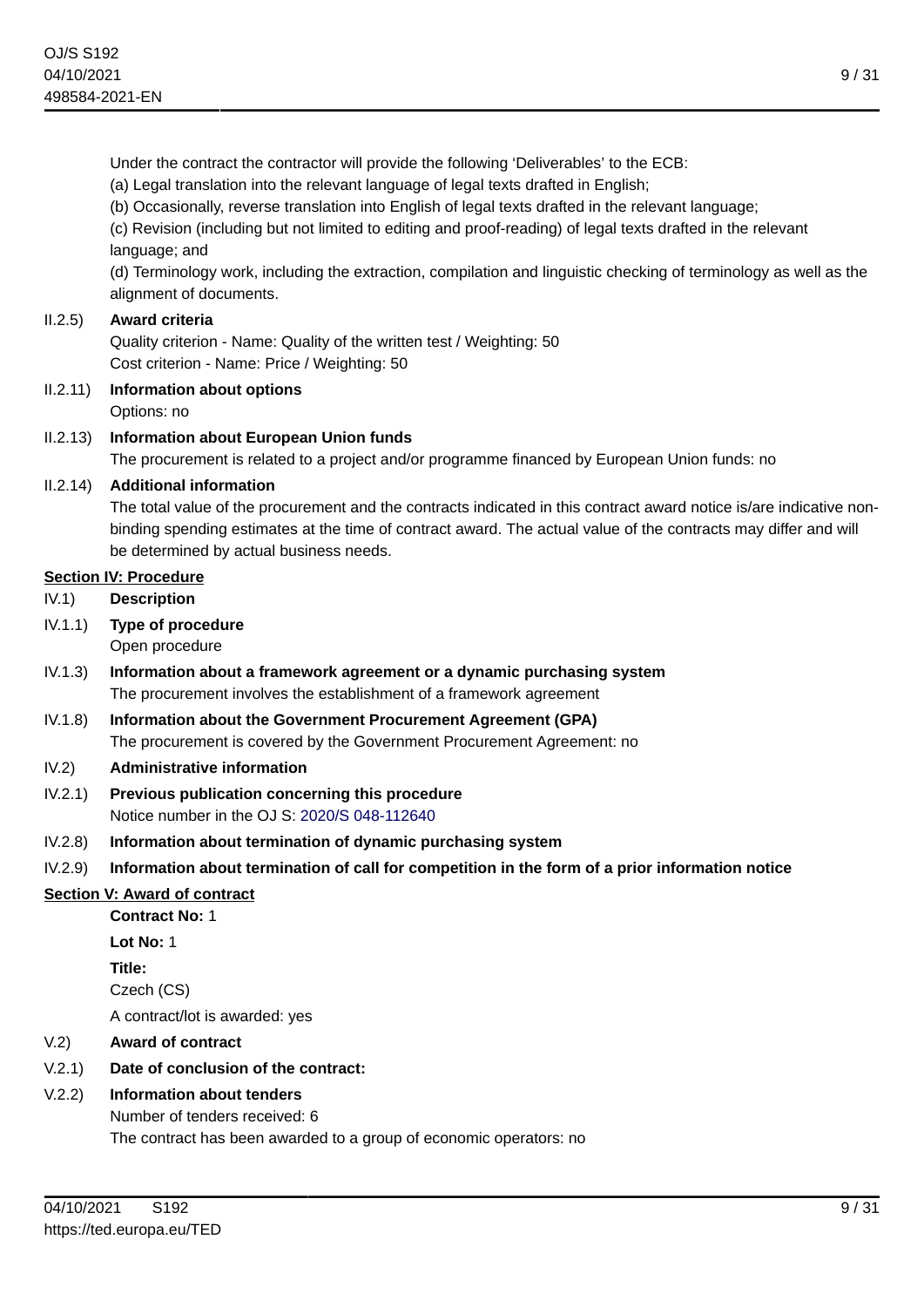Under the contract the contractor will provide the following ‘Deliverables’ to the ECB:
(a) Legal translation into the relevant language of legal texts drafted in English;
(b) Occasionally, reverse translation into English of legal texts drafted in the relevant language;
(c) Revision (including but not limited to editing and proof-reading) of legal texts drafted in the relevant language; and
(d) Terminology work, including the extraction, compilation and linguistic checking of terminology as well as the alignment of documents.

II.2.5) **Award criteria**
Quality criterion - Name: Quality of the written test / Weighting: 50
Cost criterion - Name: Price / Weighting: 50

II.2.11) **Information about options**
Options: no

II.2.13) **Information about European Union funds**
The procurement is related to a project and/or programme financed by European Union funds: no

II.2.14) **Additional information**
The total value of the procurement and the contracts indicated in this contract award notice is/are indicative non-binding spending estimates at the time of contract award. The actual value of the contracts may differ and will be determined by actual business needs.

**Section IV: Procedure**

IV.1) **Description**

IV.1.1) **Type of procedure**
Open procedure

IV.1.3) **Information about a framework agreement or a dynamic purchasing system**
The procurement involves the establishment of a framework agreement

IV.1.8) **Information about the Government Procurement Agreement (GPA)**
The procurement is covered by the Government Procurement Agreement: no

IV.2) **Administrative information**

IV.2.1) **Previous publication concerning this procedure**
Notice number in the OJ S: 2020/S 048-112640

IV.2.8) **Information about termination of dynamic purchasing system**

IV.2.9) **Information about termination of call for competition in the form of a prior information notice**

**Section V: Award of contract**

**Contract No:** 1

**Lot No:** 1

**Title:**
Czech (CS)

A contract/lot is awarded: yes

V.2) **Award of contract**

V.2.1) **Date of conclusion of the contract:**

V.2.2) **Information about tenders**
Number of tenders received: 6
The contract has been awarded to a group of economic operators: no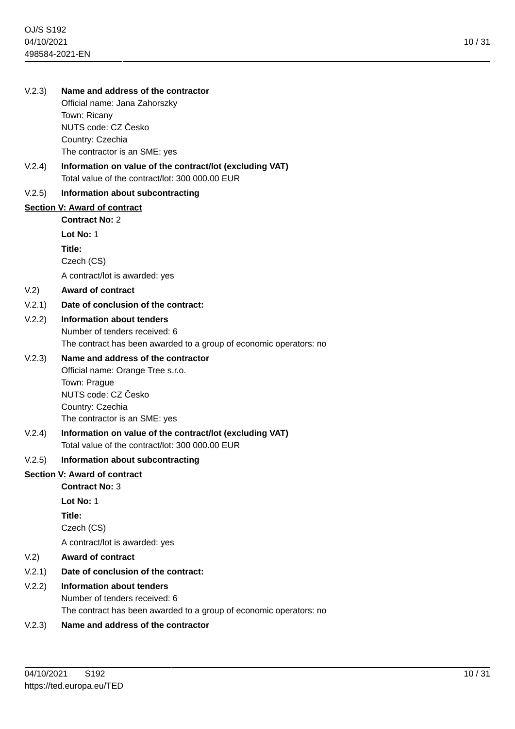V.2.3) **Name and address of the contractor**

Official name: Jana Zahorszky
Town: Ricany
NUTS code: CZ Česko
Country: Czechia
The contractor is an SME: yes

V.2.4) **Information on value of the contract/lot (excluding VAT)**

Total value of the contract/lot: 300 000.00 EUR

V.2.5) **Information about subcontracting**

**Section V: Award of contract**

**Contract No:** 2

**Lot No:** 1

**Title:**

Czech (CS)

A contract/lot is awarded: yes

V.2) **Award of contract**

V.2.1) **Date of conclusion of the contract:**

V.2.2) **Information about tenders**

Number of tenders received: 6
The contract has been awarded to a group of economic operators: no

V.2.3) **Name and address of the contractor**

Official name: Orange Tree s.r.o.
Town: Prague
NUTS code: CZ Česko
Country: Czechia
The contractor is an SME: yes

V.2.4) **Information on value of the contract/lot (excluding VAT)**

Total value of the contract/lot: 300 000.00 EUR

V.2.5) **Information about subcontracting**

**Section V: Award of contract**

**Contract No:** 3

**Lot No:** 1

**Title:**

Czech (CS)

A contract/lot is awarded: yes

V.2) **Award of contract**

V.2.1) **Date of conclusion of the contract:**

V.2.2) **Information about tenders**

Number of tenders received: 6
The contract has been awarded to a group of economic operators: no

V.2.3) **Name and address of the contractor**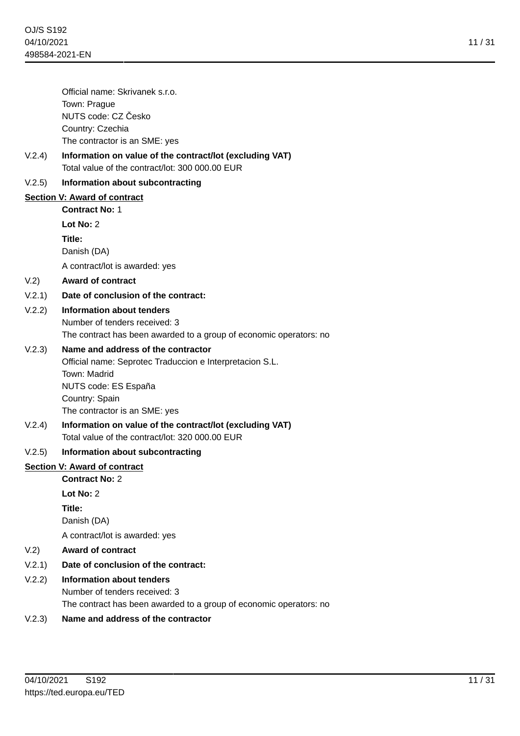Official name: Skrivanek s.r.o.
Town: Prague
NUTS code: CZ Česko
Country: Czechia
The contractor is an SME: yes

V.2.4) **Information on value of the contract/lot (excluding VAT)**
Total value of the contract/lot: 300 000.00 EUR

V.2.5) **Information about subcontracting**

**Section V: Award of contract**

**Contract No:** 1

**Lot No:** 2

**Title:**
Danish (DA)

A contract/lot is awarded: yes

V.2) **Award of contract**

V.2.1) **Date of conclusion of the contract:**

V.2.2) **Information about tenders**
Number of tenders received: 3
The contract has been awarded to a group of economic operators: no

V.2.3) **Name and address of the contractor**
Official name: Seprotec Traduccion e Interpretacion S.L.
Town: Madrid
NUTS code: ES España
Country: Spain
The contractor is an SME: yes

V.2.4) **Information on value of the contract/lot (excluding VAT)**
Total value of the contract/lot: 320 000.00 EUR

V.2.5) **Information about subcontracting**

**Section V: Award of contract**

**Contract No:** 2

**Lot No:** 2

**Title:**
Danish (DA)

A contract/lot is awarded: yes

V.2) **Award of contract**

V.2.1) **Date of conclusion of the contract:**

V.2.2) **Information about tenders**
Number of tenders received: 3
The contract has been awarded to a group of economic operators: no

V.2.3) **Name and address of the contractor**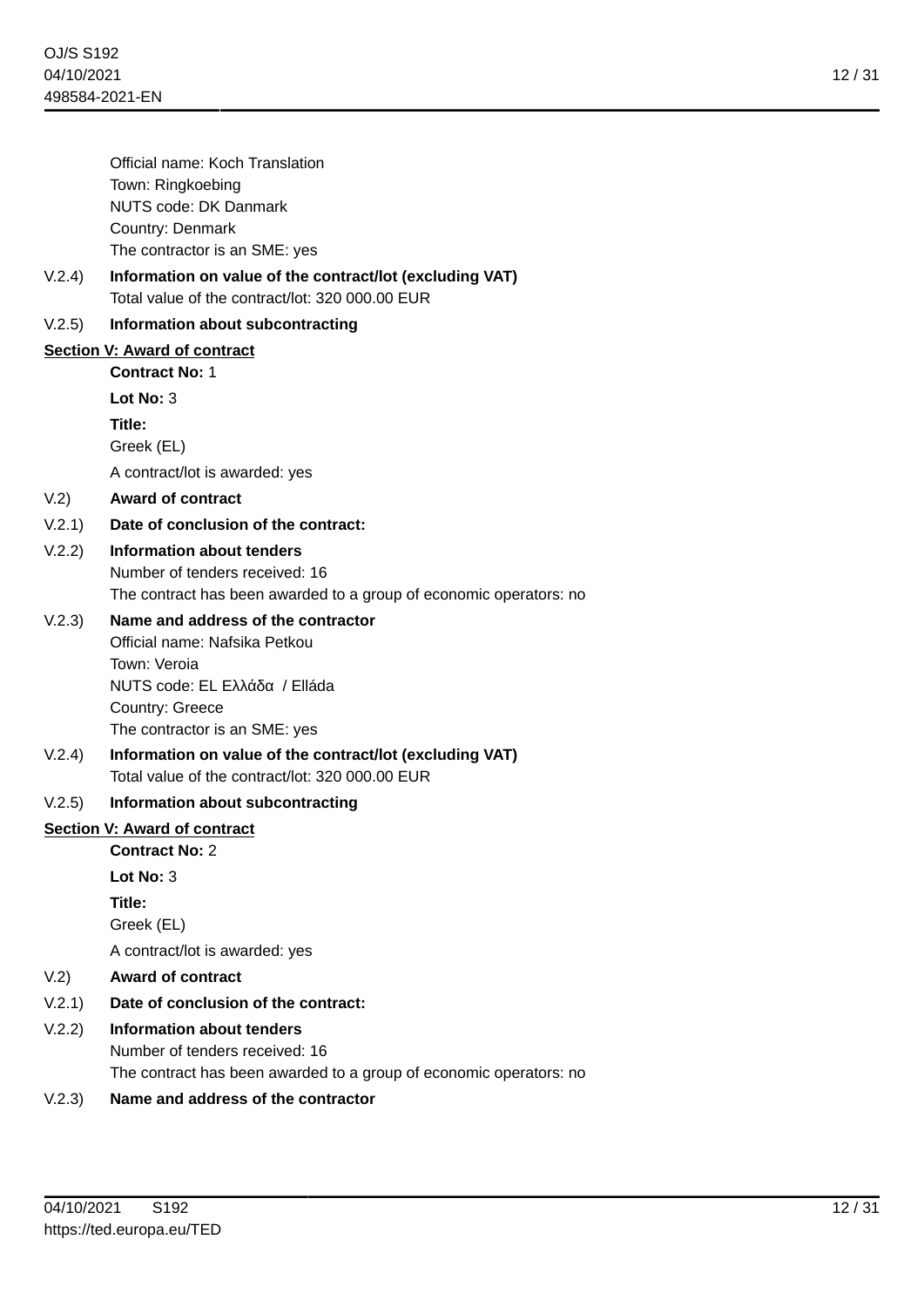Official name: Koch Translation
Town: Ringkoebing
NUTS code: DK Danmark
Country: Denmark
The contractor is an SME: yes

V.2.4) **Information on value of the contract/lot (excluding VAT)**
Total value of the contract/lot: 320 000.00 EUR

V.2.5) **Information about subcontracting**

**Section V: Award of contract**

**Contract No:** 1

**Lot No:** 3

**Title:**
Greek (EL)

A contract/lot is awarded: yes

V.2) **Award of contract**

V.2.1) **Date of conclusion of the contract:**

V.2.2) **Information about tenders**
Number of tenders received: 16
The contract has been awarded to a group of economic operators: no

V.2.3) **Name and address of the contractor**
Official name: Nafsika Petkou
Town: Veroia
NUTS code: EL Ελλάδα / Elláda
Country: Greece
The contractor is an SME: yes

V.2.4) **Information on value of the contract/lot (excluding VAT)**
Total value of the contract/lot: 320 000.00 EUR

V.2.5) **Information about subcontracting**

**Section V: Award of contract**

**Contract No:** 2

**Lot No:** 3

**Title:**
Greek (EL)

A contract/lot is awarded: yes

V.2) **Award of contract**

V.2.1) **Date of conclusion of the contract:**

V.2.2) **Information about tenders**
Number of tenders received: 16
The contract has been awarded to a group of economic operators: no

V.2.3) **Name and address of the contractor**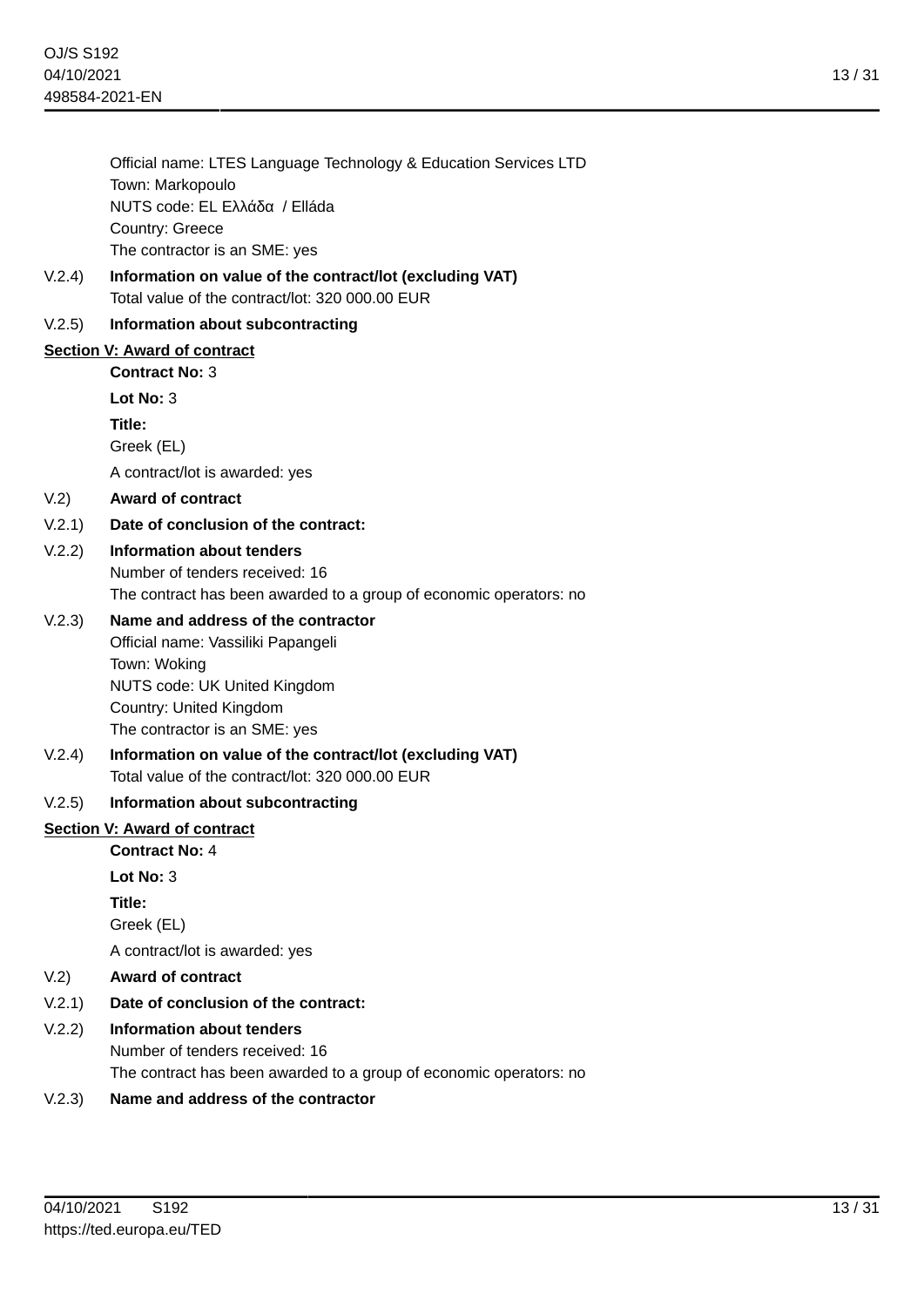Official name: LTES Language Technology & Education Services LTD
Town: Markopoulo
NUTS code: EL Ελλάδα / Elláda
Country: Greece
The contractor is an SME: yes

V.2.4) **Information on value of the contract/lot (excluding VAT)**
Total value of the contract/lot: 320 000.00 EUR

V.2.5) **Information about subcontracting**

## Section V: Award of contract

**Contract No:** 3

**Lot No:** 3

**Title:**
Greek (EL)

A contract/lot is awarded: yes

V.2) **Award of contract**

V.2.1) **Date of conclusion of the contract:**

V.2.2) **Information about tenders**
Number of tenders received: 16
The contract has been awarded to a group of economic operators: no

V.2.3) **Name and address of the contractor**
Official name: Vassiliki Papangeli
Town: Woking
NUTS code: UK United Kingdom
Country: United Kingdom
The contractor is an SME: yes

V.2.4) **Information on value of the contract/lot (excluding VAT)**
Total value of the contract/lot: 320 000.00 EUR

V.2.5) **Information about subcontracting**

## Section V: Award of contract

**Contract No:** 4

**Lot No:** 3

**Title:**
Greek (EL)

A contract/lot is awarded: yes

V.2) **Award of contract**

V.2.1) **Date of conclusion of the contract:**

V.2.2) **Information about tenders**
Number of tenders received: 16
The contract has been awarded to a group of economic operators: no

V.2.3) **Name and address of the contractor**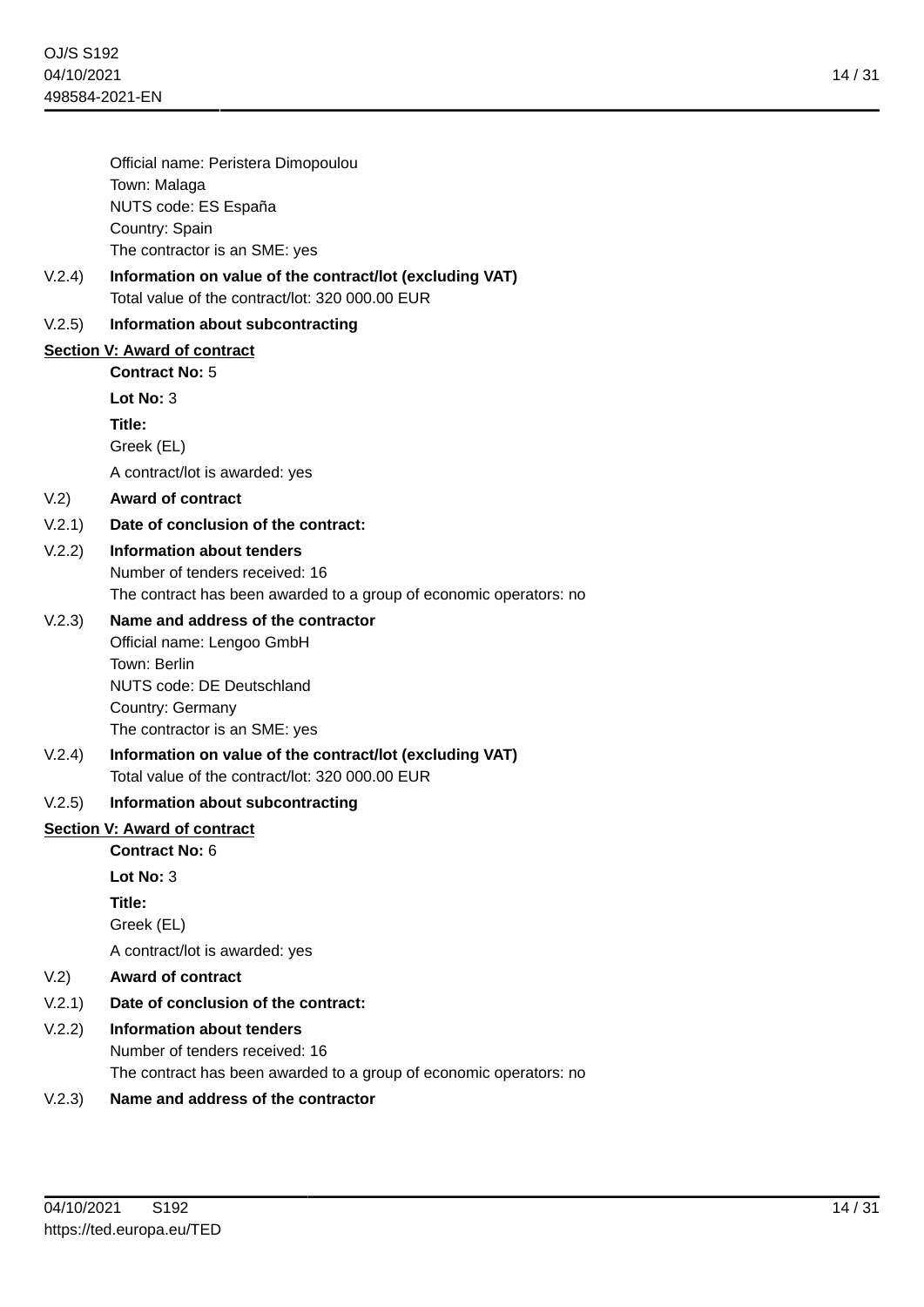Official name: Peristera Dimopoulou
Town: Malaga
NUTS code: ES España
Country: Spain
The contractor is an SME: yes

V.2.4) **Information on value of the contract/lot (excluding VAT)**
Total value of the contract/lot: 320 000.00 EUR

V.2.5) **Information about subcontracting**

**Section V: Award of contract**

**Contract No:** 5

**Lot No:** 3

**Title:**
Greek (EL)

A contract/lot is awarded: yes

V.2) **Award of contract**

V.2.1) **Date of conclusion of the contract:**

V.2.2) **Information about tenders**
Number of tenders received: 16
The contract has been awarded to a group of economic operators: no

V.2.3) **Name and address of the contractor**
Official name: Lengoo GmbH
Town: Berlin
NUTS code: DE Deutschland
Country: Germany
The contractor is an SME: yes

V.2.4) **Information on value of the contract/lot (excluding VAT)**
Total value of the contract/lot: 320 000.00 EUR

V.2.5) **Information about subcontracting**

**Section V: Award of contract**

**Contract No:** 6

**Lot No:** 3

**Title:**
Greek (EL)

A contract/lot is awarded: yes

V.2) **Award of contract**

V.2.1) **Date of conclusion of the contract:**

V.2.2) **Information about tenders**
Number of tenders received: 16
The contract has been awarded to a group of economic operators: no

V.2.3) **Name and address of the contractor**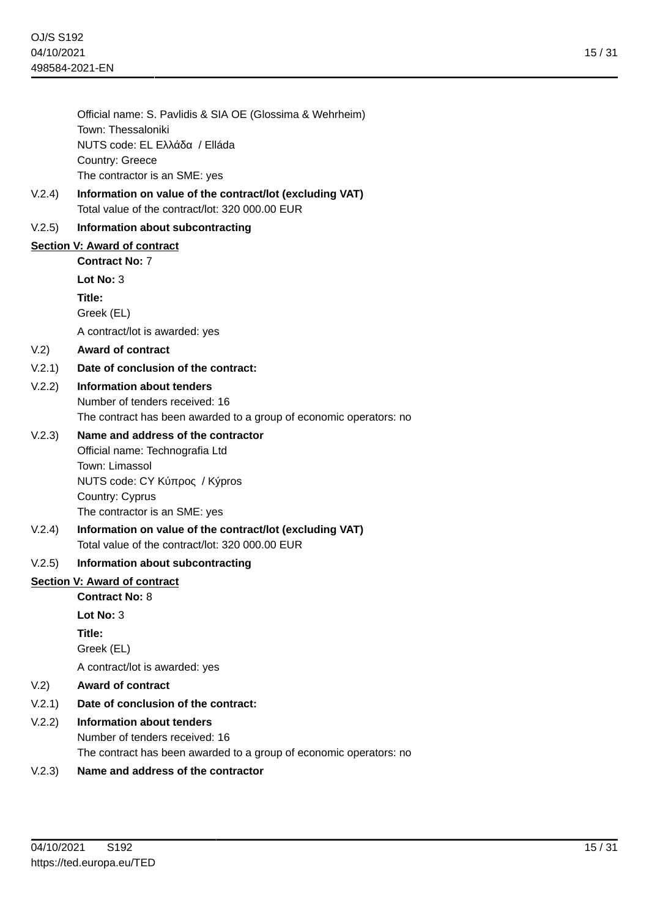Official name: S. Pavlidis & SIA OE (Glossima & Wehrheim)
Town: Thessaloniki
NUTS code: EL Ελλάδα / Elláda
Country: Greece
The contractor is an SME: yes

V.2.4) **Information on value of the contract/lot (excluding VAT)**
Total value of the contract/lot: 320 000.00 EUR

V.2.5) **Information about subcontracting**

## Section V: Award of contract

**Contract No:** 7

**Lot No:** 3

**Title:**
Greek (EL)

A contract/lot is awarded: yes

V.2) **Award of contract**

V.2.1) **Date of conclusion of the contract:**

V.2.2) **Information about tenders**
Number of tenders received: 16
The contract has been awarded to a group of economic operators: no

V.2.3) **Name and address of the contractor**
Official name: Technografia Ltd
Town: Limassol
NUTS code: CY Κύπρος / Kýpros
Country: Cyprus
The contractor is an SME: yes

V.2.4) **Information on value of the contract/lot (excluding VAT)**
Total value of the contract/lot: 320 000.00 EUR

V.2.5) **Information about subcontracting**

## Section V: Award of contract

**Contract No:** 8

**Lot No:** 3

**Title:**
Greek (EL)

A contract/lot is awarded: yes

V.2) **Award of contract**

V.2.1) **Date of conclusion of the contract:**

V.2.2) **Information about tenders**
Number of tenders received: 16
The contract has been awarded to a group of economic operators: no

V.2.3) **Name and address of the contractor**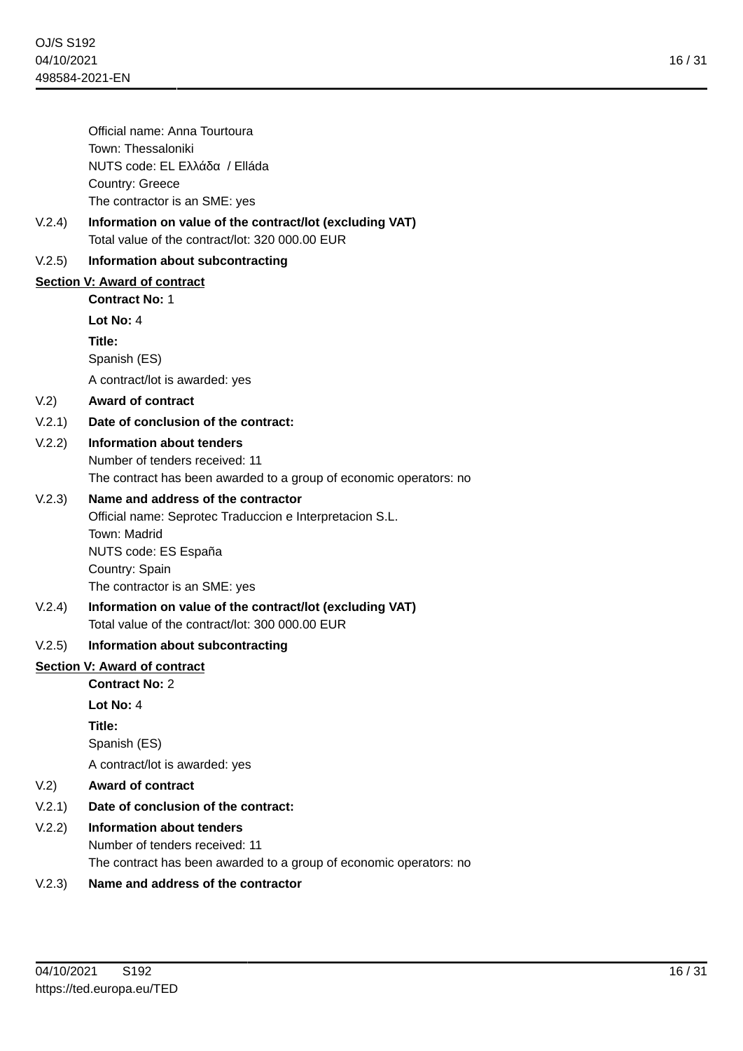Official name: Anna Tourtoura
Town: Thessaloniki
NUTS code: EL Ελλάδα / Elláda
Country: Greece
The contractor is an SME: yes

V.2.4) **Information on value of the contract/lot (excluding VAT)**
Total value of the contract/lot: 320 000.00 EUR

V.2.5) **Information about subcontracting**

## Section V: Award of contract

**Contract No:** 1

**Lot No:** 4

**Title:**
Spanish (ES)

A contract/lot is awarded: yes

V.2) **Award of contract**

V.2.1) **Date of conclusion of the contract:**

V.2.2) **Information about tenders**
Number of tenders received: 11
The contract has been awarded to a group of economic operators: no

V.2.3) **Name and address of the contractor**
Official name: Seprotec Traduccion e Interpretacion S.L.
Town: Madrid
NUTS code: ES España
Country: Spain
The contractor is an SME: yes

V.2.4) **Information on value of the contract/lot (excluding VAT)**
Total value of the contract/lot: 300 000.00 EUR

V.2.5) **Information about subcontracting**

## Section V: Award of contract

**Contract No:** 2

**Lot No:** 4

**Title:**
Spanish (ES)

A contract/lot is awarded: yes

V.2) **Award of contract**

V.2.1) **Date of conclusion of the contract:**

V.2.2) **Information about tenders**
Number of tenders received: 11
The contract has been awarded to a group of economic operators: no

V.2.3) **Name and address of the contractor**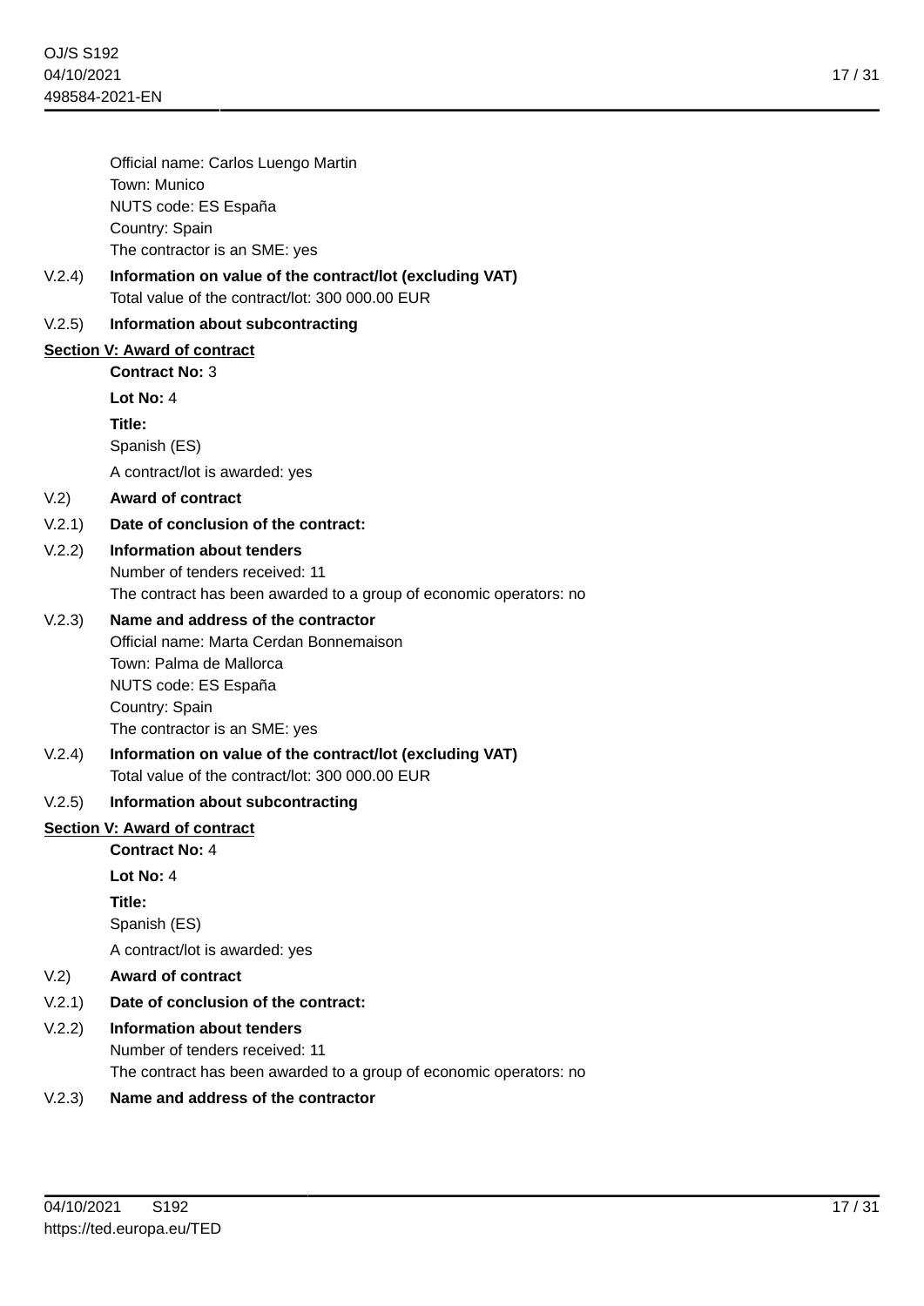Official name: Carlos Luengo Martin
Town: Munico
NUTS code: ES España
Country: Spain
The contractor is an SME: yes

V.2.4) **Information on value of the contract/lot (excluding VAT)**
Total value of the contract/lot: 300 000.00 EUR

V.2.5) **Information about subcontracting**

## Section V: Award of contract

**Contract No:** 3

**Lot No:** 4

**Title:**
Spanish (ES)

A contract/lot is awarded: yes

V.2) **Award of contract**

V.2.1) **Date of conclusion of the contract:**

V.2.2) **Information about tenders**
Number of tenders received: 11
The contract has been awarded to a group of economic operators: no

V.2.3) **Name and address of the contractor**
Official name: Marta Cerdan Bonnemaison
Town: Palma de Mallorca
NUTS code: ES España
Country: Spain
The contractor is an SME: yes

V.2.4) **Information on value of the contract/lot (excluding VAT)**
Total value of the contract/lot: 300 000.00 EUR

V.2.5) **Information about subcontracting**

## Section V: Award of contract

**Contract No:** 4

**Lot No:** 4

**Title:**
Spanish (ES)

A contract/lot is awarded: yes

V.2) **Award of contract**

V.2.1) **Date of conclusion of the contract:**

V.2.2) **Information about tenders**
Number of tenders received: 11
The contract has been awarded to a group of economic operators: no

V.2.3) **Name and address of the contractor**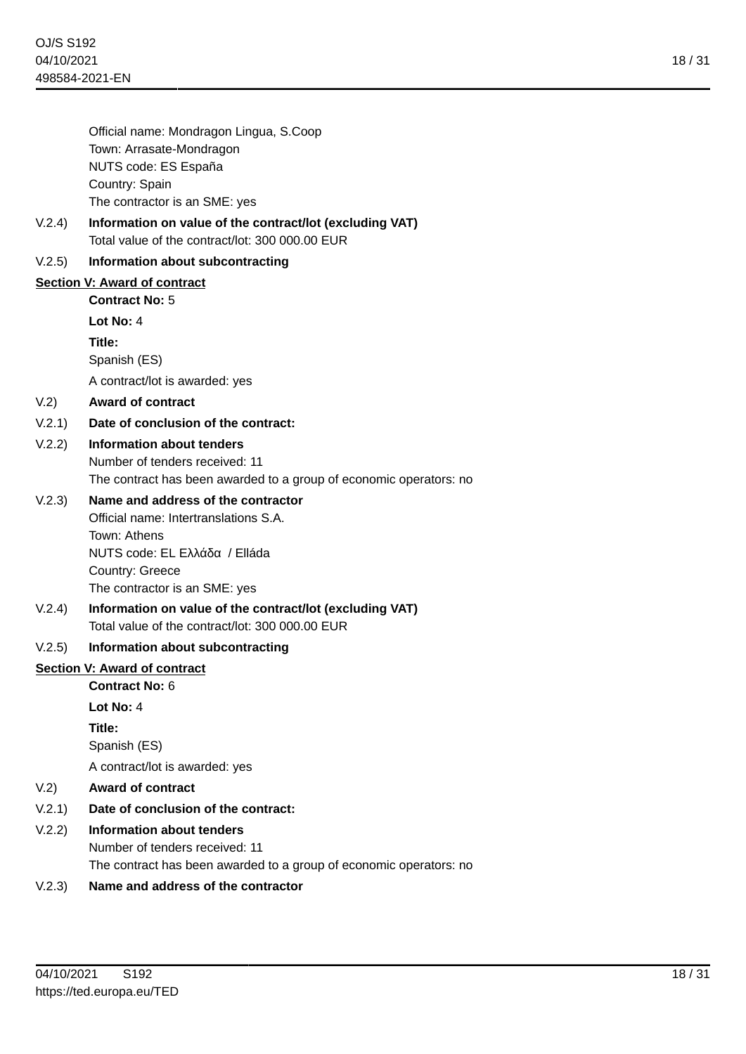Official name: Mondragon Lingua, S.Coop
Town: Arrasate-Mondragon
NUTS code: ES España
Country: Spain
The contractor is an SME: yes

V.2.4) **Information on value of the contract/lot (excluding VAT)**
Total value of the contract/lot: 300 000.00 EUR

V.2.5) **Information about subcontracting**

**Section V: Award of contract**

**Contract No:** 5

**Lot No:** 4

**Title:**
Spanish (ES)

A contract/lot is awarded: yes

V.2) **Award of contract**

V.2.1) **Date of conclusion of the contract:**

V.2.2) **Information about tenders**
Number of tenders received: 11
The contract has been awarded to a group of economic operators: no

V.2.3) **Name and address of the contractor**
Official name: Intertranslations S.A.
Town: Athens
NUTS code: EL Ελλάδα / Elláda
Country: Greece
The contractor is an SME: yes

V.2.4) **Information on value of the contract/lot (excluding VAT)**
Total value of the contract/lot: 300 000.00 EUR

V.2.5) **Information about subcontracting**

**Section V: Award of contract**

**Contract No:** 6

**Lot No:** 4

**Title:**
Spanish (ES)

A contract/lot is awarded: yes

V.2) **Award of contract**

V.2.1) **Date of conclusion of the contract:**

V.2.2) **Information about tenders**
Number of tenders received: 11
The contract has been awarded to a group of economic operators: no

V.2.3) **Name and address of the contractor**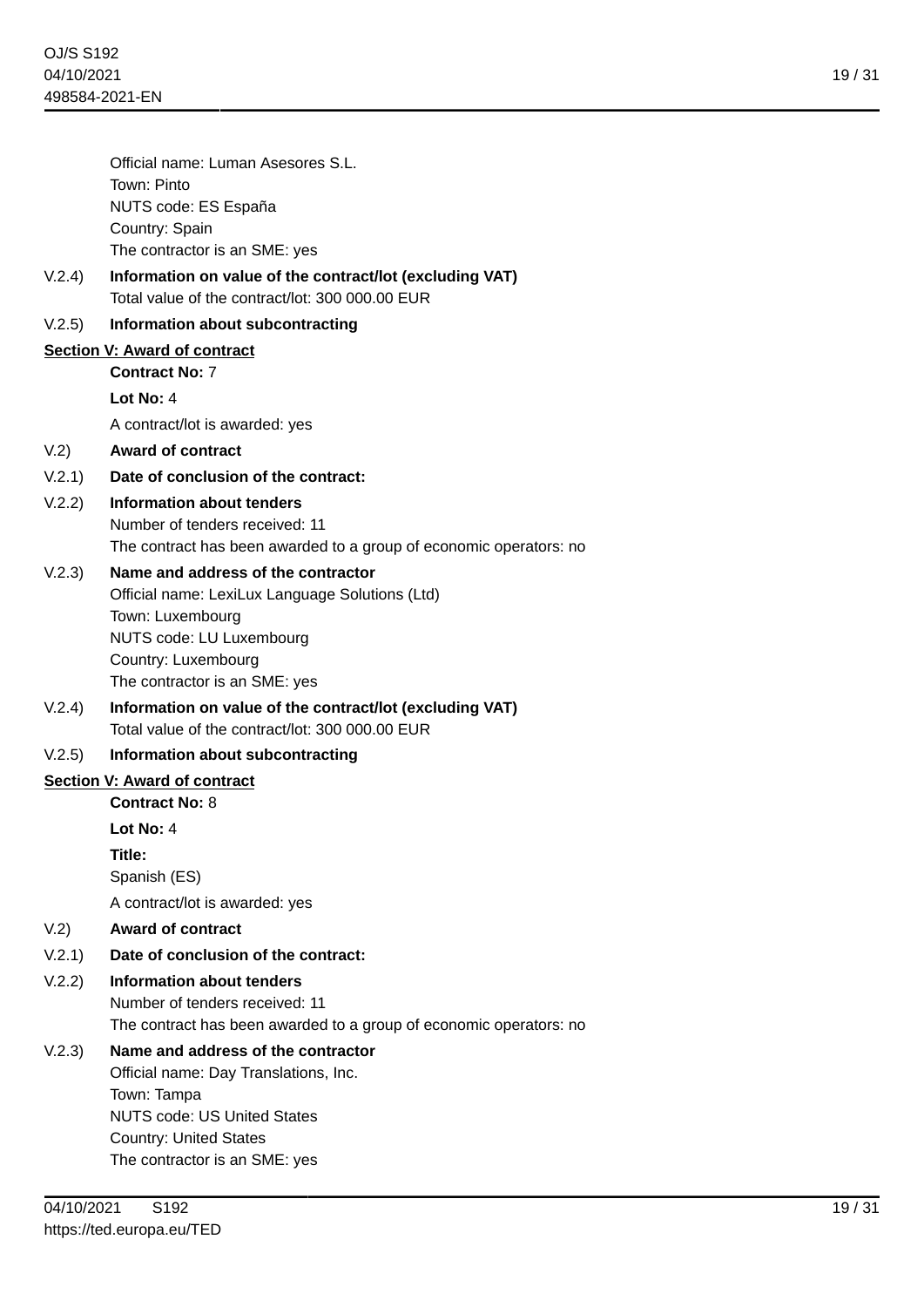Official name: Luman Asesores S.L.
Town: Pinto
NUTS code: ES España
Country: Spain
The contractor is an SME: yes

V.2.4) **Information on value of the contract/lot (excluding VAT)**
Total value of the contract/lot: 300 000.00 EUR

V.2.5) **Information about subcontracting**

**Section V: Award of contract**

**Contract No:** 7

**Lot No:** 4

A contract/lot is awarded: yes

V.2) **Award of contract**

V.2.1) **Date of conclusion of the contract:**

V.2.2) **Information about tenders**
Number of tenders received: 11
The contract has been awarded to a group of economic operators: no

V.2.3) **Name and address of the contractor**
Official name: LexiLux Language Solutions (Ltd)
Town: Luxembourg
NUTS code: LU Luxembourg
Country: Luxembourg
The contractor is an SME: yes

V.2.4) **Information on value of the contract/lot (excluding VAT)**
Total value of the contract/lot: 300 000.00 EUR

V.2.5) **Information about subcontracting**

**Section V: Award of contract**

**Contract No:** 8

**Lot No:** 4

**Title:**
Spanish (ES)

A contract/lot is awarded: yes

V.2) **Award of contract**

V.2.1) **Date of conclusion of the contract:**

V.2.2) **Information about tenders**
Number of tenders received: 11
The contract has been awarded to a group of economic operators: no

V.2.3) **Name and address of the contractor**
Official name: Day Translations, Inc.
Town: Tampa
NUTS code: US United States
Country: United States
The contractor is an SME: yes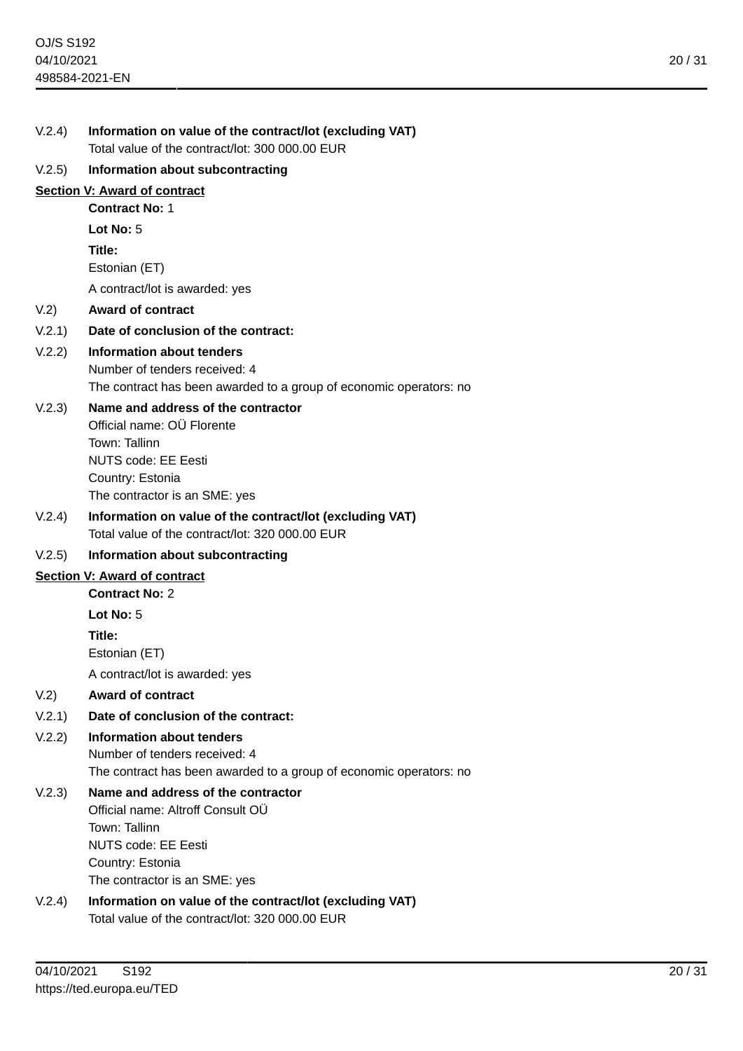V.2.4) **Information on value of the contract/lot (excluding VAT)**
Total value of the contract/lot: 300 000.00 EUR

V.2.5) **Information about subcontracting**

**Section V: Award of contract**

**Contract No:** 1

**Lot No:** 5

**Title:**
Estonian (ET)

A contract/lot is awarded: yes

V.2) **Award of contract**

V.2.1) **Date of conclusion of the contract:**

V.2.2) **Information about tenders**
Number of tenders received: 4
The contract has been awarded to a group of economic operators: no

V.2.3) **Name and address of the contractor**
Official name: OÜ Florente
Town: Tallinn
NUTS code: EE Eesti
Country: Estonia
The contractor is an SME: yes

V.2.4) **Information on value of the contract/lot (excluding VAT)**
Total value of the contract/lot: 320 000.00 EUR

V.2.5) **Information about subcontracting**

**Section V: Award of contract**

**Contract No:** 2

**Lot No:** 5

**Title:**
Estonian (ET)

A contract/lot is awarded: yes

V.2) **Award of contract**

V.2.1) **Date of conclusion of the contract:**

V.2.2) **Information about tenders**
Number of tenders received: 4
The contract has been awarded to a group of economic operators: no

V.2.3) **Name and address of the contractor**
Official name: Altroff Consult OÜ
Town: Tallinn
NUTS code: EE Eesti
Country: Estonia
The contractor is an SME: yes

V.2.4) **Information on value of the contract/lot (excluding VAT)**
Total value of the contract/lot: 320 000.00 EUR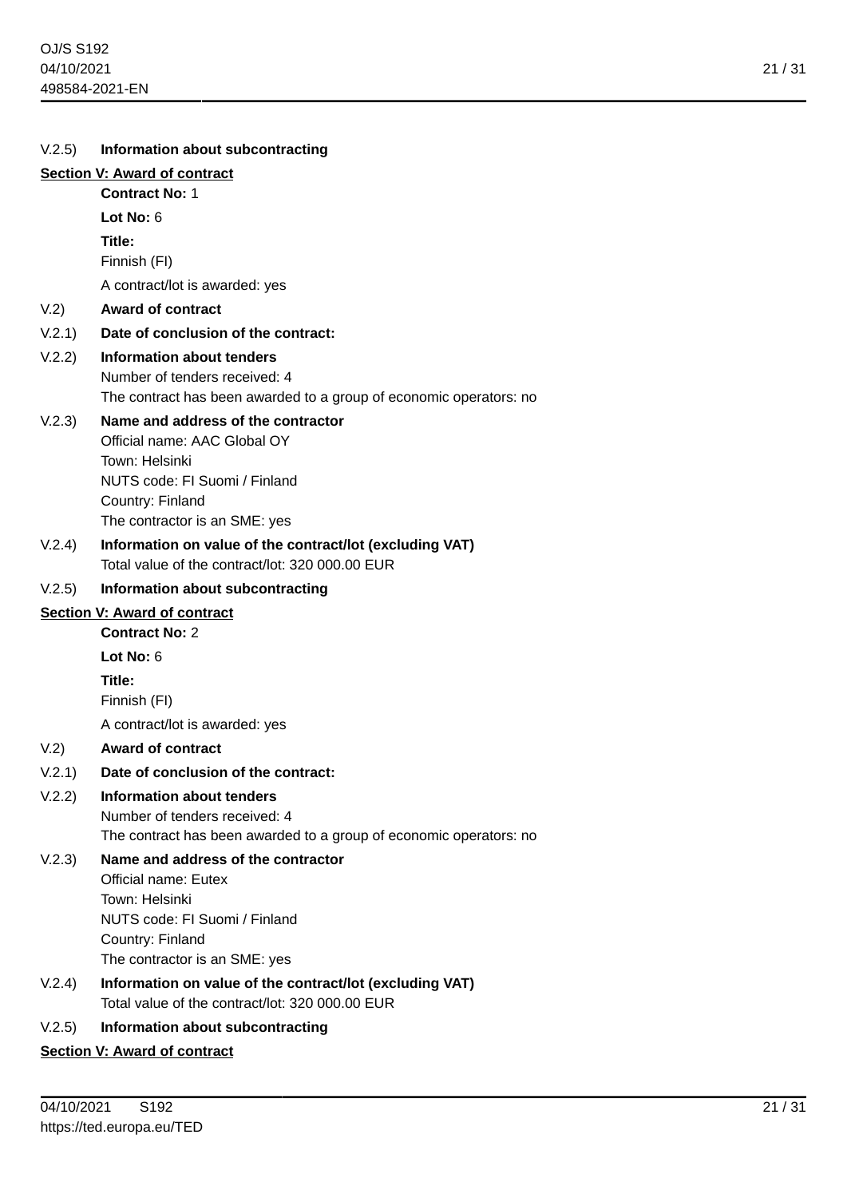V.2.5) **Information about subcontracting**

**Section V: Award of contract**

**Contract No:** 1

**Lot No:** 6

**Title:**

Finnish (FI)

A contract/lot is awarded: yes

V.2) **Award of contract**

V.2.1) **Date of conclusion of the contract:**

V.2.2) **Information about tenders**

Number of tenders received: 4

The contract has been awarded to a group of economic operators: no

V.2.3) **Name and address of the contractor**

Official name: AAC Global OY

Town: Helsinki

NUTS code: FI Suomi / Finland

Country: Finland

The contractor is an SME: yes

V.2.4) **Information on value of the contract/lot (excluding VAT)**

Total value of the contract/lot: 320 000.00 EUR

V.2.5) **Information about subcontracting**

**Section V: Award of contract**

**Contract No:** 2

**Lot No:** 6

**Title:**

Finnish (FI)

A contract/lot is awarded: yes

V.2) **Award of contract**

V.2.1) **Date of conclusion of the contract:**

V.2.2) **Information about tenders**

Number of tenders received: 4

The contract has been awarded to a group of economic operators: no

V.2.3) **Name and address of the contractor**

Official name: Eutex

Town: Helsinki

NUTS code: FI Suomi / Finland

Country: Finland

The contractor is an SME: yes

V.2.4) **Information on value of the contract/lot (excluding VAT)**

Total value of the contract/lot: 320 000.00 EUR

V.2.5) **Information about subcontracting**

**Section V: Award of contract**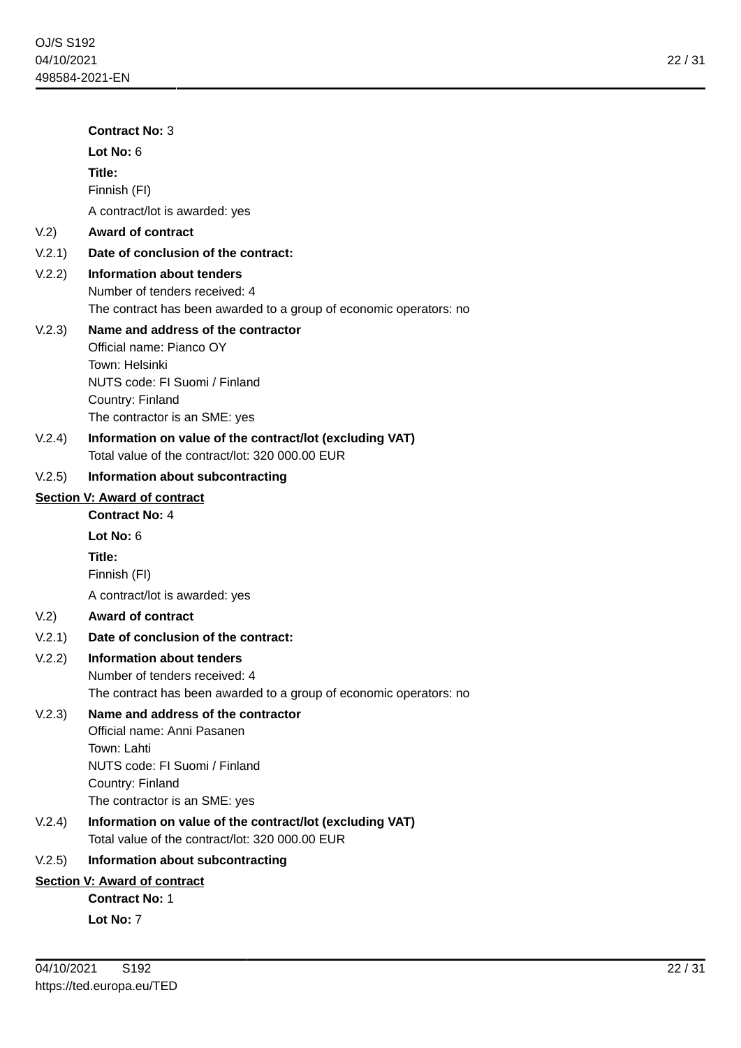**Contract No:** 3

**Lot No:** 6

**Title:**

Finnish (FI)

A contract/lot is awarded: yes

V.2) **Award of contract**

V.2.1) **Date of conclusion of the contract:**

V.2.2) **Information about tenders**

Number of tenders received: 4

The contract has been awarded to a group of economic operators: no

V.2.3) **Name and address of the contractor**

Official name: Pianco OY

Town: Helsinki

NUTS code: FI Suomi / Finland

Country: Finland

The contractor is an SME: yes

V.2.4) **Information on value of the contract/lot (excluding VAT)**

Total value of the contract/lot: 320 000.00 EUR

V.2.5) **Information about subcontracting**

**Section V: Award of contract**

**Contract No:** 4

**Lot No:** 6

**Title:**

Finnish (FI)

A contract/lot is awarded: yes

V.2) **Award of contract**

V.2.1) **Date of conclusion of the contract:**

V.2.2) **Information about tenders**

Number of tenders received: 4

The contract has been awarded to a group of economic operators: no

V.2.3) **Name and address of the contractor**

Official name: Anni Pasanen

Town: Lahti

NUTS code: FI Suomi / Finland

Country: Finland

The contractor is an SME: yes

V.2.4) **Information on value of the contract/lot (excluding VAT)**

Total value of the contract/lot: 320 000.00 EUR

V.2.5) **Information about subcontracting**

**Section V: Award of contract**

**Contract No:** 1

**Lot No:** 7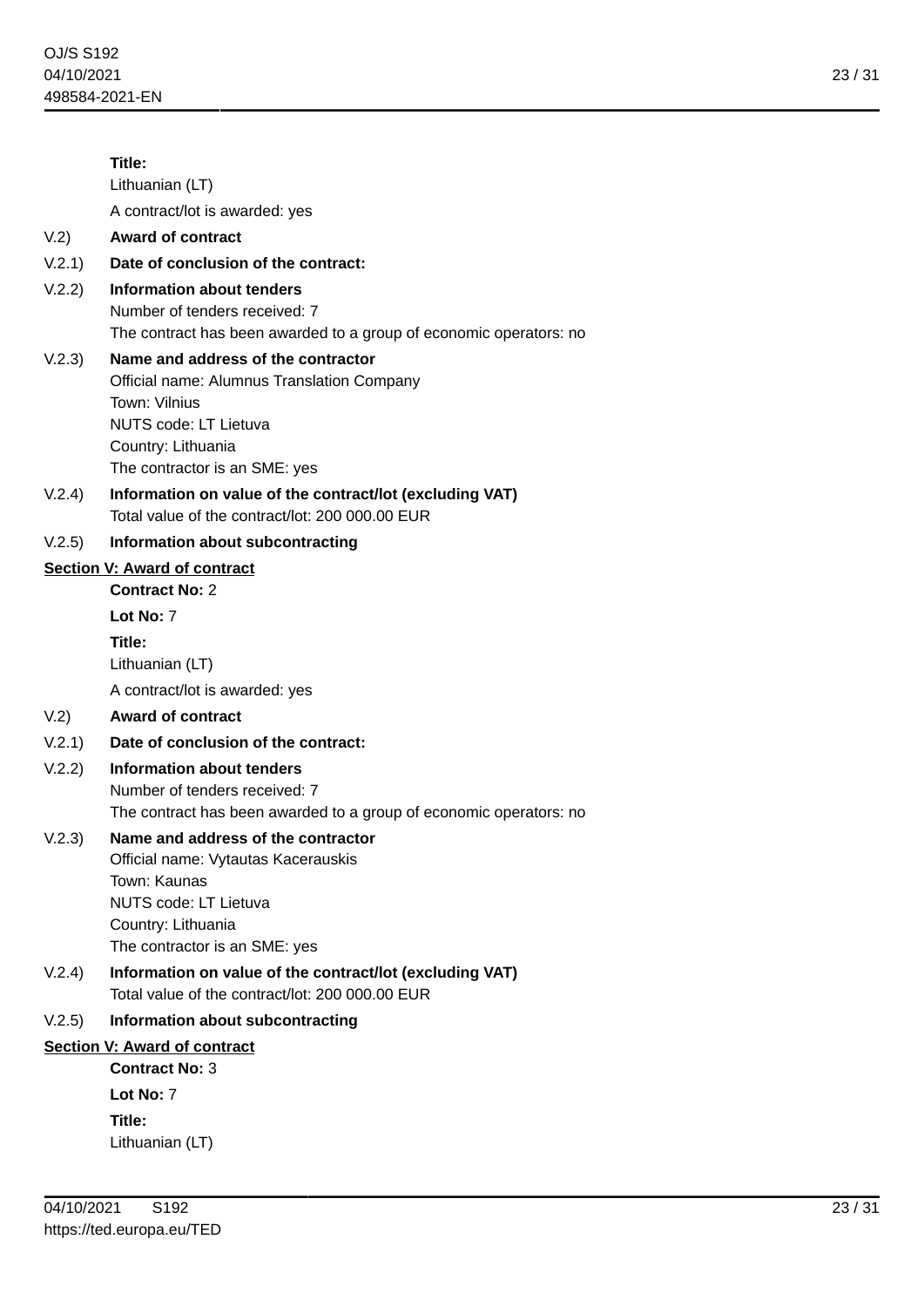**Title:**
Lithuanian (LT)

A contract/lot is awarded: yes

V.2) **Award of contract**

V.2.1) **Date of conclusion of the contract:**

V.2.2) **Information about tenders**
Number of tenders received: 7
The contract has been awarded to a group of economic operators: no

V.2.3) **Name and address of the contractor**
Official name: Alumnus Translation Company
Town: Vilnius
NUTS code: LT Lietuva
Country: Lithuania
The contractor is an SME: yes

V.2.4) **Information on value of the contract/lot (excluding VAT)**
Total value of the contract/lot: 200 000.00 EUR

V.2.5) **Information about subcontracting**

## Section V: Award of contract

**Contract No:** 2

**Lot No:** 7

**Title:**
Lithuanian (LT)

A contract/lot is awarded: yes

V.2) **Award of contract**

V.2.1) **Date of conclusion of the contract:**

V.2.2) **Information about tenders**
Number of tenders received: 7
The contract has been awarded to a group of economic operators: no

V.2.3) **Name and address of the contractor**
Official name: Vytautas Kacerauskis
Town: Kaunas
NUTS code: LT Lietuva
Country: Lithuania
The contractor is an SME: yes

V.2.4) **Information on value of the contract/lot (excluding VAT)**
Total value of the contract/lot: 200 000.00 EUR

V.2.5) **Information about subcontracting**

## Section V: Award of contract

**Contract No:** 3

**Lot No:** 7

**Title:**
Lithuanian (LT)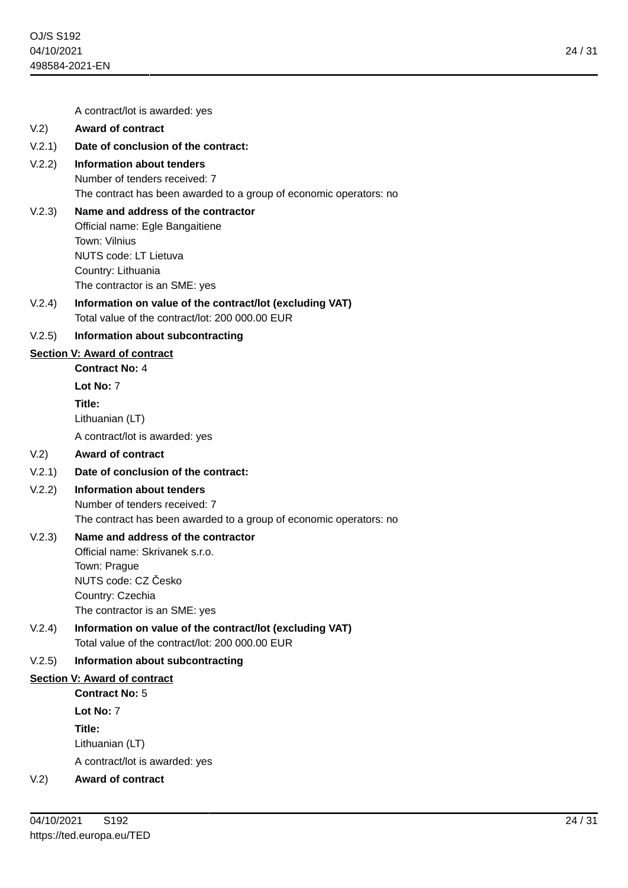A contract/lot is awarded: yes

V.2) **Award of contract**

V.2.1) **Date of conclusion of the contract:**

V.2.2) **Information about tenders**

Number of tenders received: 7

The contract has been awarded to a group of economic operators: no

V.2.3) **Name and address of the contractor**

Official name: Egle Bangaitiene

Town: Vilnius

NUTS code: LT Lietuva

Country: Lithuania

The contractor is an SME: yes

V.2.4) **Information on value of the contract/lot (excluding VAT)**

Total value of the contract/lot: 200 000.00 EUR

V.2.5) **Information about subcontracting**

## Section V: Award of contract

**Contract No:** 4

**Lot No:** 7

**Title:**

Lithuanian (LT)

A contract/lot is awarded: yes

V.2) **Award of contract**

V.2.1) **Date of conclusion of the contract:**

V.2.2) **Information about tenders**

Number of tenders received: 7

The contract has been awarded to a group of economic operators: no

V.2.3) **Name and address of the contractor**

Official name: Skrivanek s.r.o.

Town: Prague

NUTS code: CZ Česko

Country: Czechia

The contractor is an SME: yes

V.2.4) **Information on value of the contract/lot (excluding VAT)**

Total value of the contract/lot: 200 000.00 EUR

V.2.5) **Information about subcontracting**

## Section V: Award of contract

**Contract No:** 5

**Lot No:** 7

**Title:**

Lithuanian (LT)

A contract/lot is awarded: yes

V.2) **Award of contract**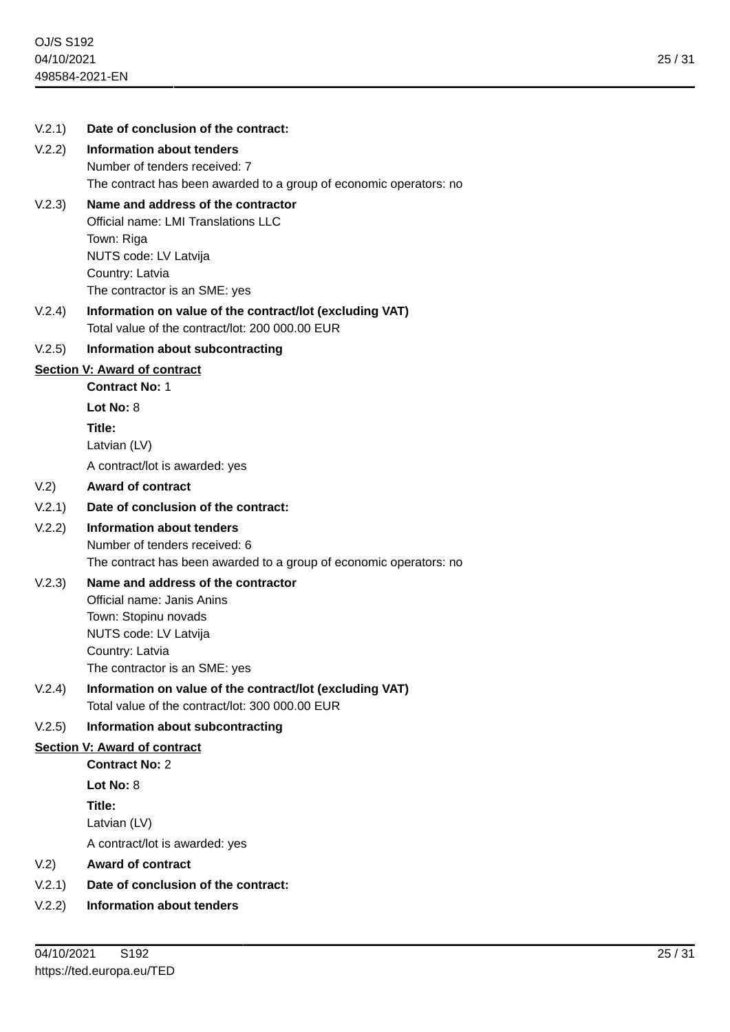V.2.1) **Date of conclusion of the contract:**

V.2.2) **Information about tenders**
Number of tenders received: 7
The contract has been awarded to a group of economic operators: no

V.2.3) **Name and address of the contractor**
Official name: LMI Translations LLC
Town: Riga
NUTS code: LV Latvija
Country: Latvia
The contractor is an SME: yes

V.2.4) **Information on value of the contract/lot (excluding VAT)**
Total value of the contract/lot: 200 000.00 EUR

V.2.5) **Information about subcontracting**

**Section V: Award of contract**

**Contract No:** 1

**Lot No:** 8

**Title:**
Latvian (LV)

A contract/lot is awarded: yes

V.2) **Award of contract**

V.2.1) **Date of conclusion of the contract:**

V.2.2) **Information about tenders**
Number of tenders received: 6
The contract has been awarded to a group of economic operators: no

V.2.3) **Name and address of the contractor**
Official name: Janis Anins
Town: Stopinu novads
NUTS code: LV Latvija
Country: Latvia
The contractor is an SME: yes

V.2.4) **Information on value of the contract/lot (excluding VAT)**
Total value of the contract/lot: 300 000.00 EUR

V.2.5) **Information about subcontracting**

**Section V: Award of contract**

**Contract No:** 2

**Lot No:** 8

**Title:**
Latvian (LV)

A contract/lot is awarded: yes

V.2) **Award of contract**

V.2.1) **Date of conclusion of the contract:**

V.2.2) **Information about tenders**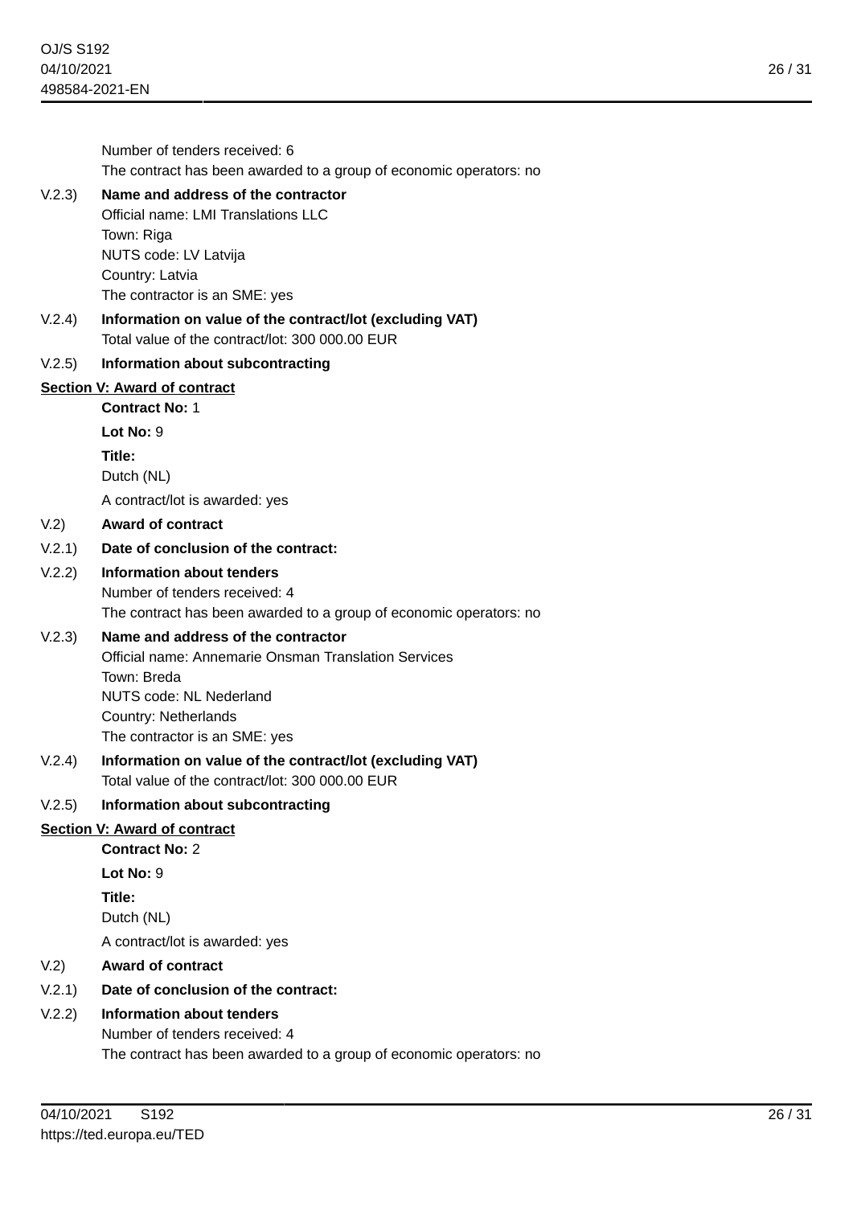Number of tenders received: 6
The contract has been awarded to a group of economic operators: no

V.2.3) **Name and address of the contractor**
Official name: LMI Translations LLC
Town: Riga
NUTS code: LV Latvija
Country: Latvia
The contractor is an SME: yes

V.2.4) **Information on value of the contract/lot (excluding VAT)**
Total value of the contract/lot: 300 000.00 EUR

V.2.5) **Information about subcontracting**

## Section V: Award of contract

**Contract No:** 1

**Lot No:** 9

**Title:**
Dutch (NL)

A contract/lot is awarded: yes

V.2) **Award of contract**

V.2.1) **Date of conclusion of the contract:**

V.2.2) **Information about tenders**
Number of tenders received: 4
The contract has been awarded to a group of economic operators: no

V.2.3) **Name and address of the contractor**
Official name: Annemarie Onsman Translation Services
Town: Breda
NUTS code: NL Nederland
Country: Netherlands
The contractor is an SME: yes

V.2.4) **Information on value of the contract/lot (excluding VAT)**
Total value of the contract/lot: 300 000.00 EUR

V.2.5) **Information about subcontracting**

## Section V: Award of contract

**Contract No:** 2

**Lot No:** 9

**Title:**
Dutch (NL)

A contract/lot is awarded: yes

V.2) **Award of contract**

V.2.1) **Date of conclusion of the contract:**

V.2.2) **Information about tenders**
Number of tenders received: 4
The contract has been awarded to a group of economic operators: no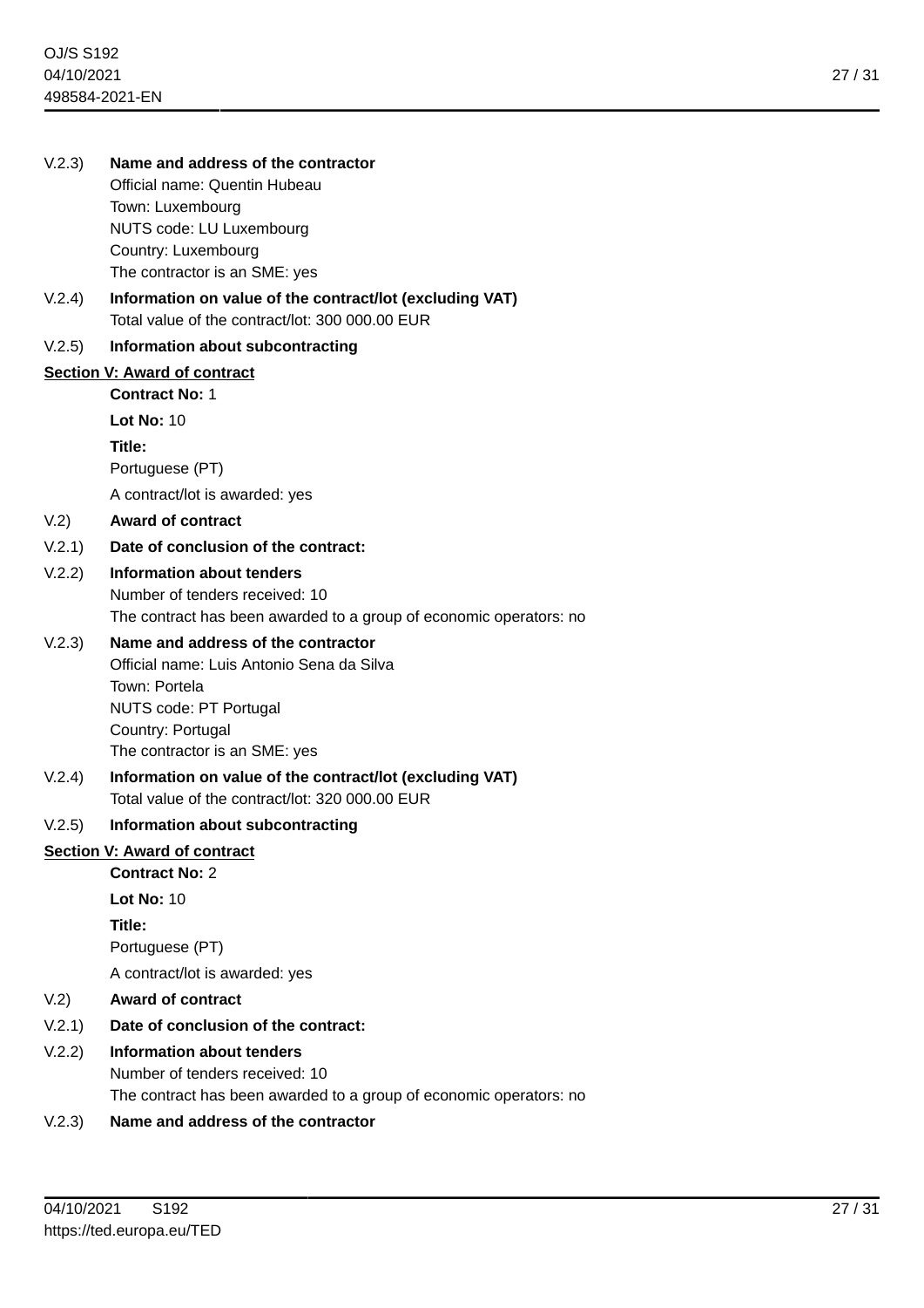V.2.3) **Name and address of the contractor**
Official name: Quentin Hubeau
Town: Luxembourg
NUTS code: LU Luxembourg
Country: Luxembourg
The contractor is an SME: yes

V.2.4) **Information on value of the contract/lot (excluding VAT)**
Total value of the contract/lot: 300 000.00 EUR

V.2.5) **Information about subcontracting**

**Section V: Award of contract**

**Contract No:** 1

**Lot No:** 10

**Title:**
Portuguese (PT)

A contract/lot is awarded: yes

V.2) **Award of contract**

V.2.1) **Date of conclusion of the contract:**

V.2.2) **Information about tenders**
Number of tenders received: 10
The contract has been awarded to a group of economic operators: no

V.2.3) **Name and address of the contractor**
Official name: Luis Antonio Sena da Silva
Town: Portela
NUTS code: PT Portugal
Country: Portugal
The contractor is an SME: yes

V.2.4) **Information on value of the contract/lot (excluding VAT)**
Total value of the contract/lot: 320 000.00 EUR

V.2.5) **Information about subcontracting**

**Section V: Award of contract**

**Contract No:** 2

**Lot No:** 10

**Title:**
Portuguese (PT)

A contract/lot is awarded: yes

V.2) **Award of contract**

V.2.1) **Date of conclusion of the contract:**

V.2.2) **Information about tenders**
Number of tenders received: 10
The contract has been awarded to a group of economic operators: no

V.2.3) **Name and address of the contractor**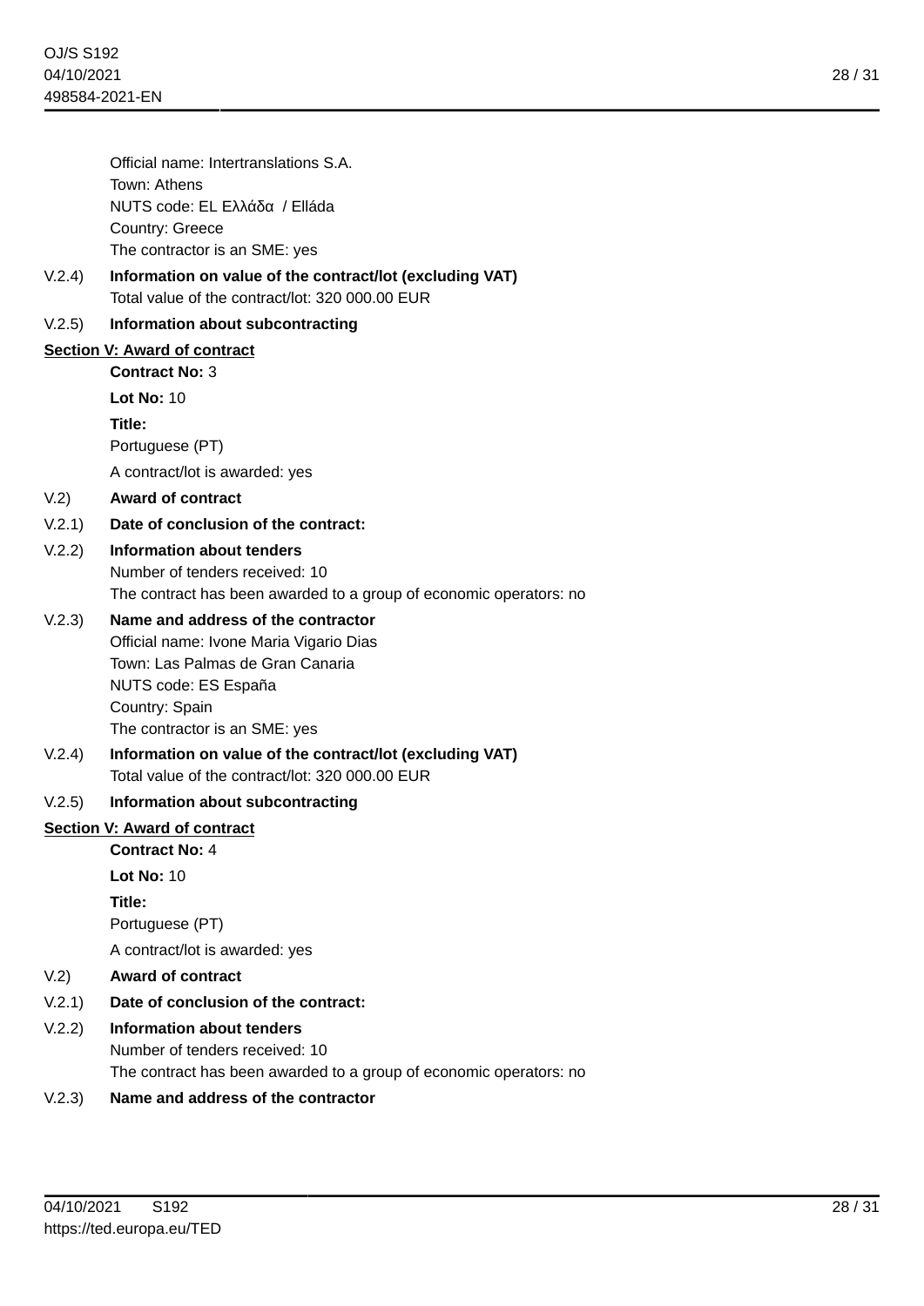Official name: Intertranslations S.A.
Town: Athens
NUTS code: EL Ελλάδα / Elláda
Country: Greece
The contractor is an SME: yes

V.2.4) **Information on value of the contract/lot (excluding VAT)**
Total value of the contract/lot: 320 000.00 EUR

V.2.5) **Information about subcontracting**

**Section V: Award of contract**

**Contract No:** 3

**Lot No:** 10

**Title:**
Portuguese (PT)

A contract/lot is awarded: yes

V.2) **Award of contract**

V.2.1) **Date of conclusion of the contract:**

V.2.2) **Information about tenders**
Number of tenders received: 10
The contract has been awarded to a group of economic operators: no

V.2.3) **Name and address of the contractor**
Official name: Ivone Maria Vigario Dias
Town: Las Palmas de Gran Canaria
NUTS code: ES España
Country: Spain
The contractor is an SME: yes

V.2.4) **Information on value of the contract/lot (excluding VAT)**
Total value of the contract/lot: 320 000.00 EUR

V.2.5) **Information about subcontracting**

**Section V: Award of contract**

**Contract No:** 4

**Lot No:** 10

**Title:**
Portuguese (PT)

A contract/lot is awarded: yes

V.2) **Award of contract**

V.2.1) **Date of conclusion of the contract:**

V.2.2) **Information about tenders**
Number of tenders received: 10
The contract has been awarded to a group of economic operators: no

V.2.3) **Name and address of the contractor**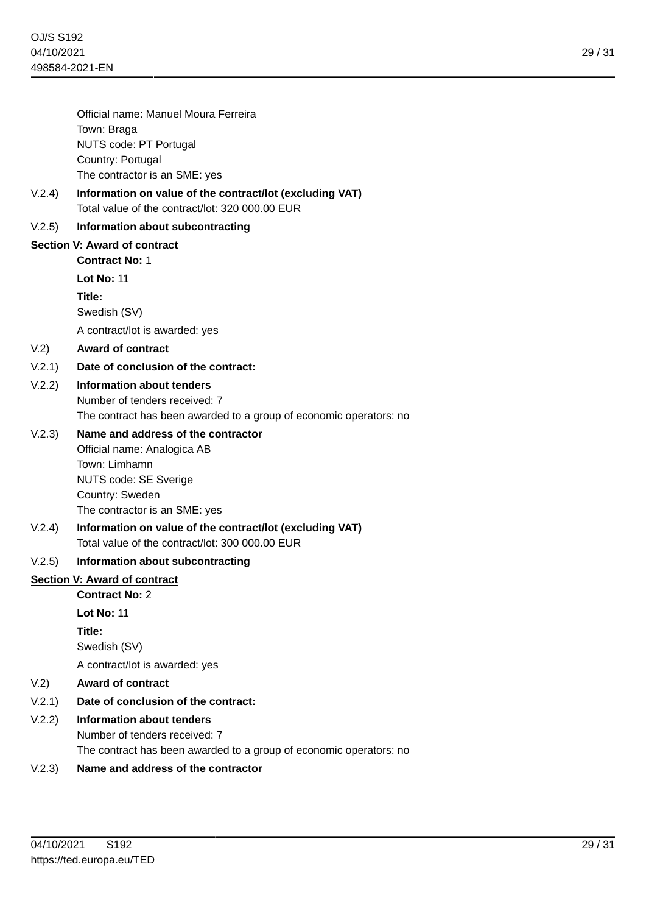Official name: Manuel Moura Ferreira
Town: Braga
NUTS code: PT Portugal
Country: Portugal
The contractor is an SME: yes

V.2.4) **Information on value of the contract/lot (excluding VAT)**
Total value of the contract/lot: 320 000.00 EUR

V.2.5) **Information about subcontracting**

## Section V: Award of contract

**Contract No:** 1

**Lot No:** 11

**Title:**
Swedish (SV)

A contract/lot is awarded: yes

V.2) **Award of contract**

V.2.1) **Date of conclusion of the contract:**

V.2.2) **Information about tenders**
Number of tenders received: 7
The contract has been awarded to a group of economic operators: no

V.2.3) **Name and address of the contractor**
Official name: Analogica AB
Town: Limhamn
NUTS code: SE Sverige
Country: Sweden
The contractor is an SME: yes

V.2.4) **Information on value of the contract/lot (excluding VAT)**
Total value of the contract/lot: 300 000.00 EUR

V.2.5) **Information about subcontracting**

## Section V: Award of contract

**Contract No:** 2

**Lot No:** 11

**Title:**
Swedish (SV)

A contract/lot is awarded: yes

V.2) **Award of contract**

V.2.1) **Date of conclusion of the contract:**

V.2.2) **Information about tenders**
Number of tenders received: 7
The contract has been awarded to a group of economic operators: no

V.2.3) **Name and address of the contractor**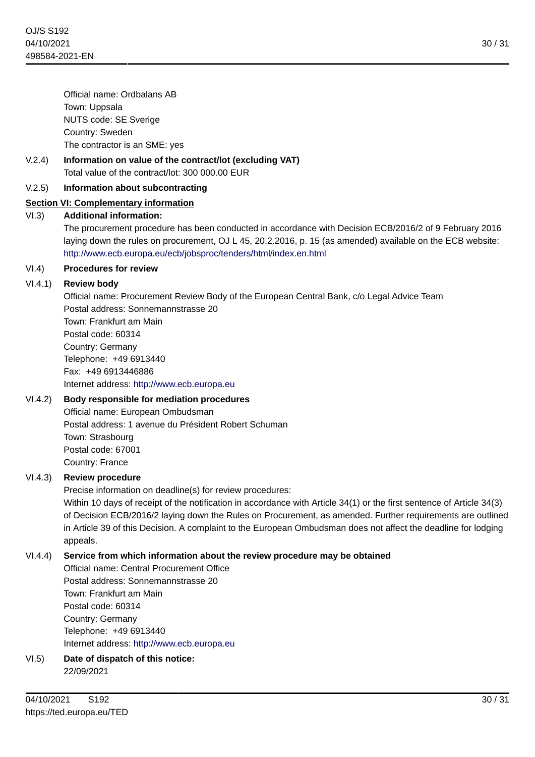Official name: Ordbalans AB
Town: Uppsala
NUTS code: SE Sverige
Country: Sweden
The contractor is an SME: yes

V.2.4) **Information on value of the contract/lot (excluding VAT)**
Total value of the contract/lot: 300 000.00 EUR

V.2.5) **Information about subcontracting**

## Section VI: Complementary information

VI.3) **Additional information:**
The procurement procedure has been conducted in accordance with Decision ECB/2016/2 of 9 February 2016 laying down the rules on procurement, OJ L 45, 20.2.2016, p. 15 (as amended) available on the ECB website: http://www.ecb.europa.eu/ecb/jobsproc/tenders/html/index.en.html

VI.4) **Procedures for review**

VI.4.1) **Review body**
Official name: Procurement Review Body of the European Central Bank, c/o Legal Advice Team
Postal address: Sonnemannstrasse 20
Town: Frankfurt am Main
Postal code: 60314
Country: Germany
Telephone: +49 6913440
Fax: +49 6913446886
Internet address: http://www.ecb.europa.eu

VI.4.2) **Body responsible for mediation procedures**
Official name: European Ombudsman
Postal address: 1 avenue du Président Robert Schuman
Town: Strasbourg
Postal code: 67001
Country: France

VI.4.3) **Review procedure**
Precise information on deadline(s) for review procedures:
Within 10 days of receipt of the notification in accordance with Article 34(1) or the first sentence of Article 34(3) of Decision ECB/2016/2 laying down the Rules on Procurement, as amended. Further requirements are outlined in Article 39 of this Decision. A complaint to the European Ombudsman does not affect the deadline for lodging appeals.

VI.4.4) **Service from which information about the review procedure may be obtained**
Official name: Central Procurement Office
Postal address: Sonnemannstrasse 20
Town: Frankfurt am Main
Postal code: 60314
Country: Germany
Telephone: +49 6913440
Internet address: http://www.ecb.europa.eu

VI.5) **Date of dispatch of this notice:**
22/09/2021